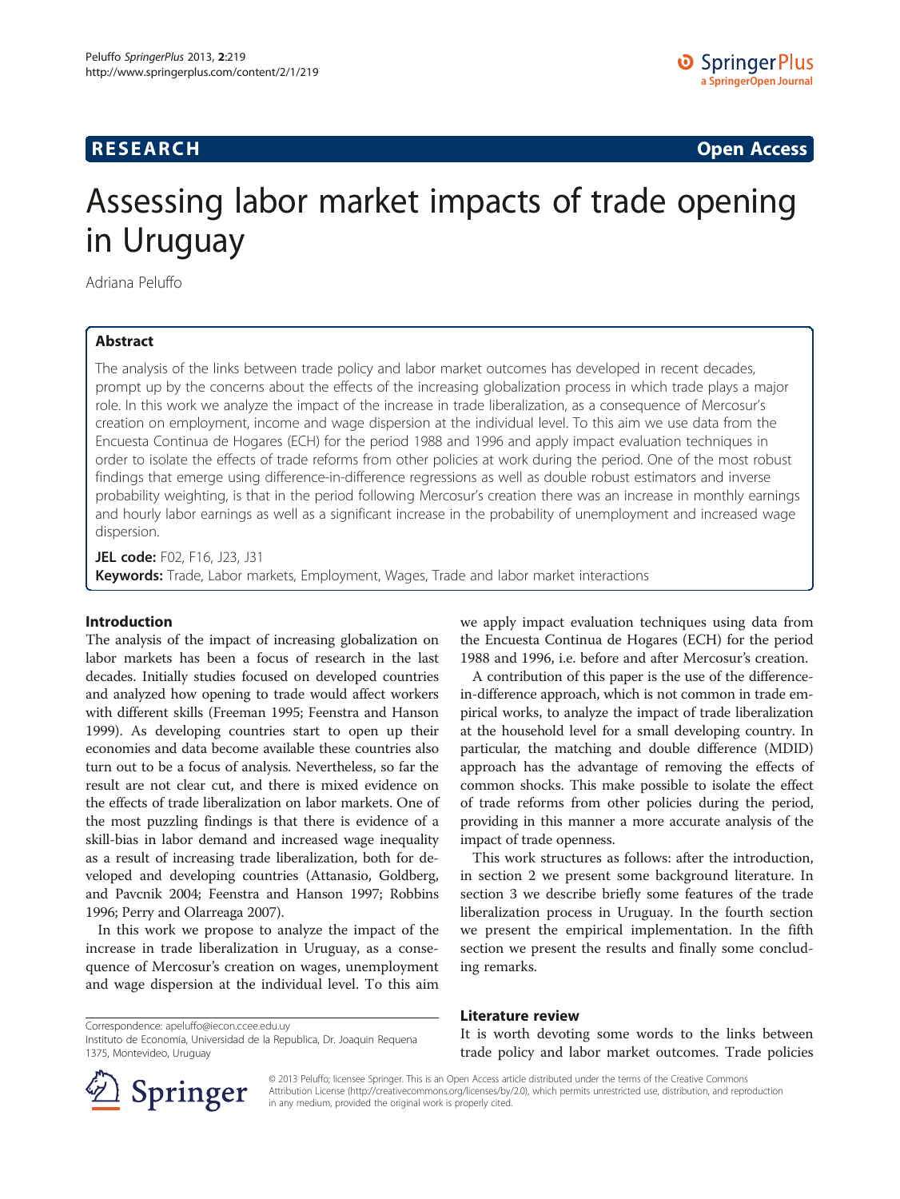**RESEARCH** **Open Access**

# Assessing labor market impacts of trade opening in Uruguay

Adriana Peluffo

## Abstract

The analysis of the links between trade policy and labor market outcomes has developed in recent decades, prompt up by the concerns about the effects of the increasing globalization process in which trade plays a major role. In this work we analyze the impact of the increase in trade liberalization, as a consequence of Mercosur's creation on employment, income and wage dispersion at the individual level. To this aim we use data from the Encuesta Continua de Hogares (ECH) for the period 1988 and 1996 and apply impact evaluation techniques in order to isolate the effects of trade reforms from other policies at work during the period. One of the most robust findings that emerge using difference-in-difference regressions as well as double robust estimators and inverse probability weighting, is that in the period following Mercosur's creation there was an increase in monthly earnings and hourly labor earnings as well as a significant increase in the probability of unemployment and increased wage dispersion.

**JEL code:** F02, F16, J23, J31

**Keywords:** Trade, Labor markets, Employment, Wages, Trade and labor market interactions

## Introduction

The analysis of the impact of increasing globalization on labor markets has been a focus of research in the last decades. Initially studies focused on developed countries and analyzed how opening to trade would affect workers with different skills (Freeman 1995; Feenstra and Hanson 1999). As developing countries start to open up their economies and data become available these countries also turn out to be a focus of analysis. Nevertheless, so far the result are not clear cut, and there is mixed evidence on the effects of trade liberalization on labor markets. One of the most puzzling findings is that there is evidence of a skill-bias in labor demand and increased wage inequality as a result of increasing trade liberalization, both for developed and developing countries (Attanasio, Goldberg, and Pavcnik 2004; Feenstra and Hanson 1997; Robbins 1996; Perry and Olarreaga 2007).

In this work we propose to analyze the impact of the increase in trade liberalization in Uruguay, as a consequence of Mercosur's creation on wages, unemployment and wage dispersion at the individual level. To this aim we apply impact evaluation techniques using data from the Encuesta Continua de Hogares (ECH) for the period 1988 and 1996, i.e. before and after Mercosur's creation.

A contribution of this paper is the use of the difference-in-difference approach, which is not common in trade empirical works, to analyze the impact of trade liberalization at the household level for a small developing country. In particular, the matching and double difference (MDID) approach has the advantage of removing the effects of common shocks. This make possible to isolate the effect of trade reforms from other policies during the period, providing in this manner a more accurate analysis of the impact of trade openness.

This work structures as follows: after the introduction, in section 2 we present some background literature. In section 3 we describe briefly some features of the trade liberalization process in Uruguay. In the fourth section we present the empirical implementation. In the fifth section we present the results and finally some concluding remarks.

## Literature review

It is worth devoting some words to the links between trade policy and labor market outcomes. Trade policies

Correspondence: apeluffo@iecon.ccee.edu.uy
Instituto de Economia, Universidad de la Republica, Dr. Joaquin Requena 1375, Montevideo, Uruguay

© 2013 Peluffo; licensee Springer. This is an Open Access article distributed under the terms of the Creative Commons Attribution License (http://creativecommons.org/licenses/by/2.0), which permits unrestricted use, distribution, and reproduction in any medium, provided the original work is properly cited.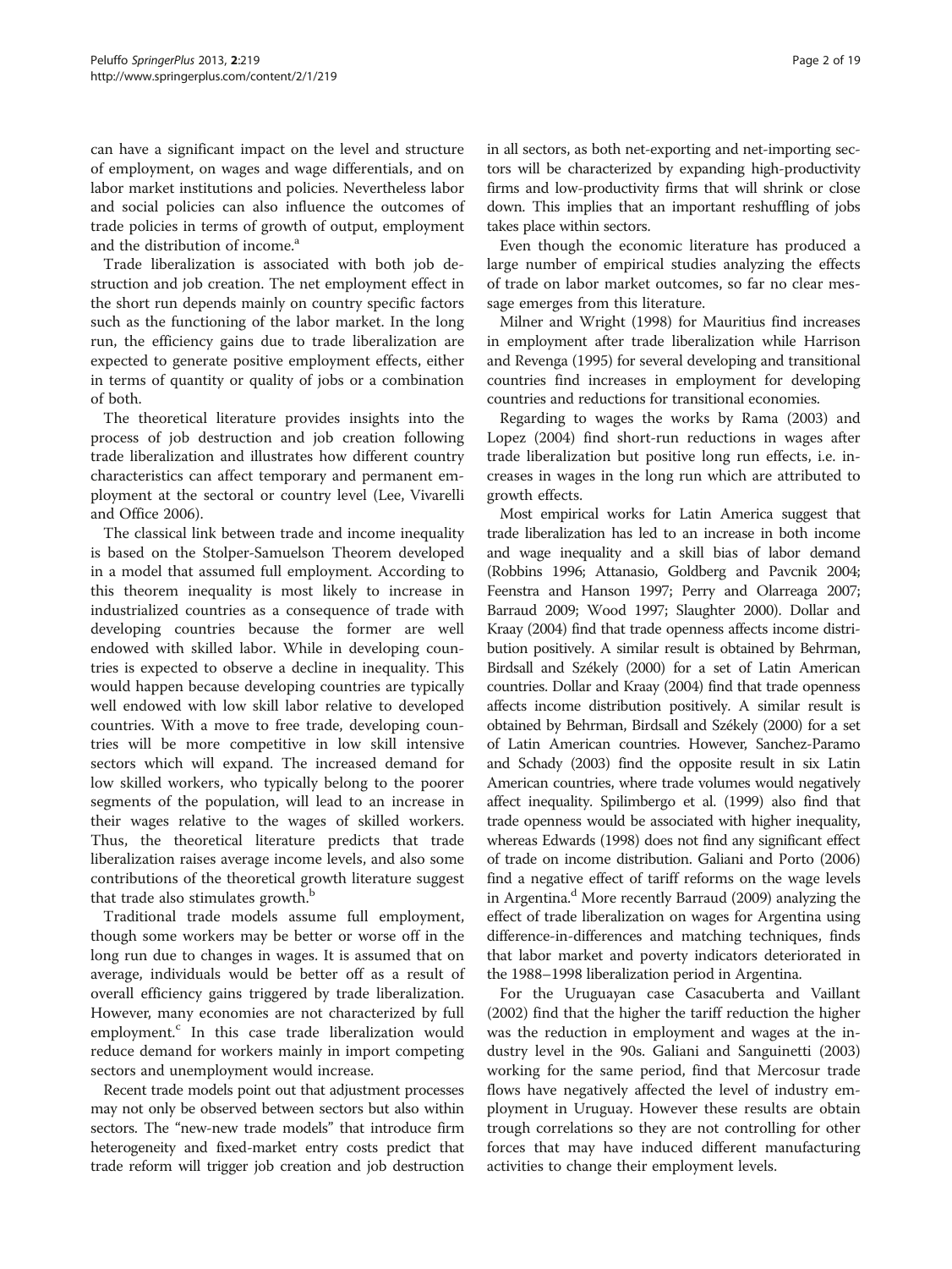can have a significant impact on the level and structure of employment, on wages and wage differentials, and on labor market institutions and policies. Nevertheless labor and social policies can also influence the outcomes of trade policies in terms of growth of output, employment and the distribution of income.[a]

Trade liberalization is associated with both job destruction and job creation. The net employment effect in the short run depends mainly on country specific factors such as the functioning of the labor market. In the long run, the efficiency gains due to trade liberalization are expected to generate positive employment effects, either in terms of quantity or quality of jobs or a combination of both.

The theoretical literature provides insights into the process of job destruction and job creation following trade liberalization and illustrates how different country characteristics can affect temporary and permanent employment at the sectoral or country level (Lee, Vivarelli and Office 2006).

The classical link between trade and income inequality is based on the Stolper-Samuelson Theorem developed in a model that assumed full employment. According to this theorem inequality is most likely to increase in industrialized countries as a consequence of trade with developing countries because the former are well endowed with skilled labor. While in developing countries is expected to observe a decline in inequality. This would happen because developing countries are typically well endowed with low skill labor relative to developed countries. With a move to free trade, developing countries will be more competitive in low skill intensive sectors which will expand. The increased demand for low skilled workers, who typically belong to the poorer segments of the population, will lead to an increase in their wages relative to the wages of skilled workers. Thus, the theoretical literature predicts that trade liberalization raises average income levels, and also some contributions of the theoretical growth literature suggest that trade also stimulates growth.[b]

Traditional trade models assume full employment, though some workers may be better or worse off in the long run due to changes in wages. It is assumed that on average, individuals would be better off as a result of overall efficiency gains triggered by trade liberalization. However, many economies are not characterized by full employment.[c] In this case trade liberalization would reduce demand for workers mainly in import competing sectors and unemployment would increase.

Recent trade models point out that adjustment processes may not only be observed between sectors but also within sectors. The "new-new trade models" that introduce firm heterogeneity and fixed-market entry costs predict that trade reform will trigger job creation and job destruction in all sectors, as both net-exporting and net-importing sectors will be characterized by expanding high-productivity firms and low-productivity firms that will shrink or close down. This implies that an important reshuffling of jobs takes place within sectors.

Even though the economic literature has produced a large number of empirical studies analyzing the effects of trade on labor market outcomes, so far no clear message emerges from this literature.

Milner and Wright (1998) for Mauritius find increases in employment after trade liberalization while Harrison and Revenga (1995) for several developing and transitional countries find increases in employment for developing countries and reductions for transitional economies.

Regarding to wages the works by Rama (2003) and Lopez (2004) find short-run reductions in wages after trade liberalization but positive long run effects, i.e. increases in wages in the long run which are attributed to growth effects.

Most empirical works for Latin America suggest that trade liberalization has led to an increase in both income and wage inequality and a skill bias of labor demand (Robbins 1996; Attanasio, Goldberg and Pavcnik 2004; Feenstra and Hanson 1997; Perry and Olarreaga 2007; Barraud 2009; Wood 1997; Slaughter 2000). Dollar and Kraay (2004) find that trade openness affects income distribution positively. A similar result is obtained by Behrman, Birdsall and Székely (2000) for a set of Latin American countries. Dollar and Kraay (2004) find that trade openness affects income distribution positively. A similar result is obtained by Behrman, Birdsall and Székely (2000) for a set of Latin American countries. However, Sanchez-Paramo and Schady (2003) find the opposite result in six Latin American countries, where trade volumes would negatively affect inequality. Spilimbergo et al. (1999) also find that trade openness would be associated with higher inequality, whereas Edwards (1998) does not find any significant effect of trade on income distribution. Galiani and Porto (2006) find a negative effect of tariff reforms on the wage levels in Argentina.[d] More recently Barraud (2009) analyzing the effect of trade liberalization on wages for Argentina using difference-in-differences and matching techniques, finds that labor market and poverty indicators deteriorated in the 1988–1998 liberalization period in Argentina.

For the Uruguayan case Casacuberta and Vaillant (2002) find that the higher the tariff reduction the higher was the reduction in employment and wages at the industry level in the 90s. Galiani and Sanguinetti (2003) working for the same period, find that Mercosur trade flows have negatively affected the level of industry employment in Uruguay. However these results are obtain trough correlations so they are not controlling for other forces that may have induced different manufacturing activities to change their employment levels.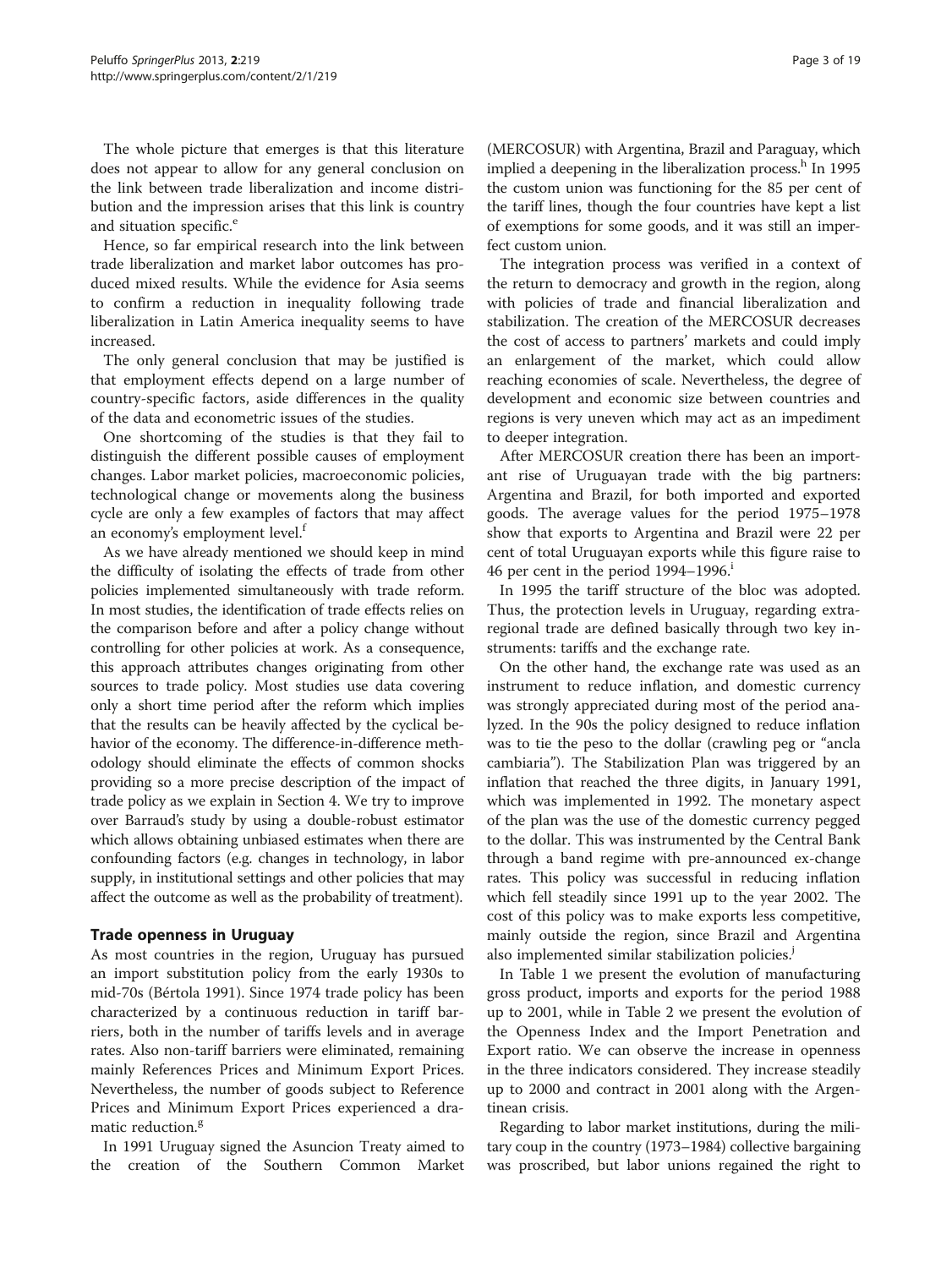The whole picture that emerges is that this literature does not appear to allow for any general conclusion on the link between trade liberalization and income distribution and the impression arises that this link is country and situation specific.[e]

Hence, so far empirical research into the link between trade liberalization and market labor outcomes has produced mixed results. While the evidence for Asia seems to confirm a reduction in inequality following trade liberalization in Latin America inequality seems to have increased.

The only general conclusion that may be justified is that employment effects depend on a large number of country-specific factors, aside differences in the quality of the data and econometric issues of the studies.

One shortcoming of the studies is that they fail to distinguish the different possible causes of employment changes. Labor market policies, macroeconomic policies, technological change or movements along the business cycle are only a few examples of factors that may affect an economy's employment level.[f]

As we have already mentioned we should keep in mind the difficulty of isolating the effects of trade from other policies implemented simultaneously with trade reform. In most studies, the identification of trade effects relies on the comparison before and after a policy change without controlling for other policies at work. As a consequence, this approach attributes changes originating from other sources to trade policy. Most studies use data covering only a short time period after the reform which implies that the results can be heavily affected by the cyclical behavior of the economy. The difference-in-difference methodology should eliminate the effects of common shocks providing so a more precise description of the impact of trade policy as we explain in Section 4. We try to improve over Barraud's study by using a double-robust estimator which allows obtaining unbiased estimates when there are confounding factors (e.g. changes in technology, in labor supply, in institutional settings and other policies that may affect the outcome as well as the probability of treatment).

## Trade openness in Uruguay

As most countries in the region, Uruguay has pursued an import substitution policy from the early 1930s to mid-70s (Bértola 1991). Since 1974 trade policy has been characterized by a continuous reduction in tariff barriers, both in the number of tariffs levels and in average rates. Also non-tariff barriers were eliminated, remaining mainly References Prices and Minimum Export Prices. Nevertheless, the number of goods subject to Reference Prices and Minimum Export Prices experienced a dramatic reduction.[g]

In 1991 Uruguay signed the Asuncion Treaty aimed to the creation of the Southern Common Market (MERCOSUR) with Argentina, Brazil and Paraguay, which implied a deepening in the liberalization process.[h] In 1995 the custom union was functioning for the 85 per cent of the tariff lines, though the four countries have kept a list of exemptions for some goods, and it was still an imperfect custom union.

The integration process was verified in a context of the return to democracy and growth in the region, along with policies of trade and financial liberalization and stabilization. The creation of the MERCOSUR decreases the cost of access to partners' markets and could imply an enlargement of the market, which could allow reaching economies of scale. Nevertheless, the degree of development and economic size between countries and regions is very uneven which may act as an impediment to deeper integration.

After MERCOSUR creation there has been an important rise of Uruguayan trade with the big partners: Argentina and Brazil, for both imported and exported goods. The average values for the period 1975–1978 show that exports to Argentina and Brazil were 22 per cent of total Uruguayan exports while this figure raise to 46 per cent in the period 1994–1996.[i]

In 1995 the tariff structure of the bloc was adopted. Thus, the protection levels in Uruguay, regarding extra-regional trade are defined basically through two key instruments: tariffs and the exchange rate.

On the other hand, the exchange rate was used as an instrument to reduce inflation, and domestic currency was strongly appreciated during most of the period analyzed. In the 90s the policy designed to reduce inflation was to tie the peso to the dollar (crawling peg or "ancla cambiaria"). The Stabilization Plan was triggered by an inflation that reached the three digits, in January 1991, which was implemented in 1992. The monetary aspect of the plan was the use of the domestic currency pegged to the dollar. This was instrumented by the Central Bank through a band regime with pre-announced ex-change rates. This policy was successful in reducing inflation which fell steadily since 1991 up to the year 2002. The cost of this policy was to make exports less competitive, mainly outside the region, since Brazil and Argentina also implemented similar stabilization policies.[j]

In Table 1 we present the evolution of manufacturing gross product, imports and exports for the period 1988 up to 2001, while in Table 2 we present the evolution of the Openness Index and the Import Penetration and Export ratio. We can observe the increase in openness in the three indicators considered. They increase steadily up to 2000 and contract in 2001 along with the Argentinean crisis.

Regarding to labor market institutions, during the military coup in the country (1973–1984) collective bargaining was proscribed, but labor unions regained the right to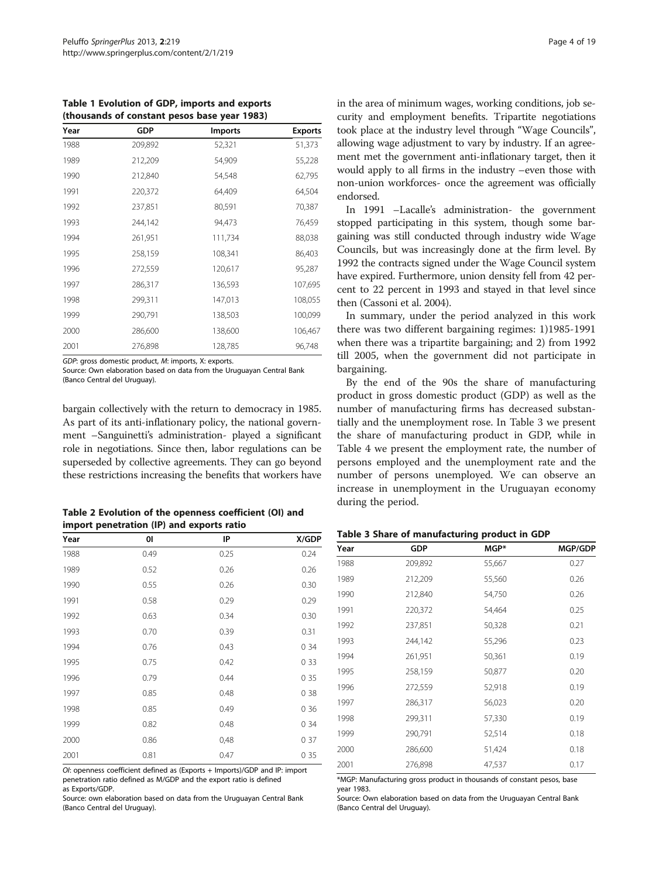**Table 1 Evolution of GDP, imports and exports (thousands of constant pesos base year 1983)**

| Year | GDP | Imports | Exports |
|---|---|---|---|
| 1988 | 209,892 | 52,321 | 51,373 |
| 1989 | 212,209 | 54,909 | 55,228 |
| 1990 | 212,840 | 54,548 | 62,795 |
| 1991 | 220,372 | 64,409 | 64,504 |
| 1992 | 237,851 | 80,591 | 70,387 |
| 1993 | 244,142 | 94,473 | 76,459 |
| 1994 | 261,951 | 111,734 | 88,038 |
| 1995 | 258,159 | 108,341 | 86,403 |
| 1996 | 272,559 | 120,617 | 95,287 |
| 1997 | 286,317 | 136,593 | 107,695 |
| 1998 | 299,311 | 147,013 | 108,055 |
| 1999 | 290,791 | 138,503 | 100,099 |
| 2000 | 286,600 | 138,600 | 106,467 |
| 2001 | 276,898 | 128,785 | 96,748 |

*GDP*: gross domestic product, *M*: imports, X: exports.
Source: Own elaboration based on data from the Uruguayan Central Bank (Banco Central del Uruguay).

bargain collectively with the return to democracy in 1985. As part of its anti-inflationary policy, the national government –Sanguinetti's administration- played a significant role in negotiations. Since then, labor regulations can be superseded by collective agreements. They can go beyond these restrictions increasing the benefits that workers have

**Table 2 Evolution of the openness coefficient (OI) and import penetration (IP) and exports ratio**

| Year | OI | IP | X/GDP |
|---|---|---|---|
| 1988 | 0.49 | 0.25 | 0.24 |
| 1989 | 0.52 | 0.26 | 0.26 |
| 1990 | 0.55 | 0.26 | 0.30 |
| 1991 | 0.58 | 0.29 | 0.29 |
| 1992 | 0.63 | 0.34 | 0.30 |
| 1993 | 0.70 | 0.39 | 0.31 |
| 1994 | 0.76 | 0.43 | 0 34 |
| 1995 | 0.75 | 0.42 | 0 33 |
| 1996 | 0.79 | 0.44 | 0 35 |
| 1997 | 0.85 | 0.48 | 0 38 |
| 1998 | 0.85 | 0.49 | 0 36 |
| 1999 | 0.82 | 0.48 | 0 34 |
| 2000 | 0.86 | 0,48 | 0 37 |
| 2001 | 0.81 | 0.47 | 0 35 |

*OI*: openness coefficient defined as (Exports + Imports)/GDP and IP: import penetration ratio defined as M/GDP and the export ratio is defined as Exports/GDP.
Source: own elaboration based on data from the Uruguayan Central Bank (Banco Central del Uruguay).

in the area of minimum wages, working conditions, job security and employment benefits. Tripartite negotiations took place at the industry level through "Wage Councils", allowing wage adjustment to vary by industry. If an agreement met the government anti-inflationary target, then it would apply to all firms in the industry –even those with non-union workforces- once the agreement was officially endorsed.

In 1991 –Lacalle's administration- the government stopped participating in this system, though some bargaining was still conducted through industry wide Wage Councils, but was increasingly done at the firm level. By 1992 the contracts signed under the Wage Council system have expired. Furthermore, union density fell from 42 percent to 22 percent in 1993 and stayed in that level since then (Cassoni et al. 2004).

In summary, under the period analyzed in this work there was two different bargaining regimes: 1)1985-1991 when there was a tripartite bargaining; and 2) from 1992 till 2005, when the government did not participate in bargaining.

By the end of the 90s the share of manufacturing product in gross domestic product (GDP) as well as the number of manufacturing firms has decreased substantially and the unemployment rose. In Table 3 we present the share of manufacturing product in GDP, while in Table 4 we present the employment rate, the number of persons employed and the unemployment rate and the number of persons unemployed. We can observe an increase in unemployment in the Uruguayan economy during the period.

**Table 3 Share of manufacturing product in GDP**

| Year | GDP | MGP* | MGP/GDP |
|---|---|---|---|
| 1988 | 209,892 | 55,667 | 0.27 |
| 1989 | 212,209 | 55,560 | 0.26 |
| 1990 | 212,840 | 54,750 | 0.26 |
| 1991 | 220,372 | 54,464 | 0.25 |
| 1992 | 237,851 | 50,328 | 0.21 |
| 1993 | 244,142 | 55,296 | 0.23 |
| 1994 | 261,951 | 50,361 | 0.19 |
| 1995 | 258,159 | 50,877 | 0.20 |
| 1996 | 272,559 | 52,918 | 0.19 |
| 1997 | 286,317 | 56,023 | 0.20 |
| 1998 | 299,311 | 57,330 | 0.19 |
| 1999 | 290,791 | 52,514 | 0.18 |
| 2000 | 286,600 | 51,424 | 0.18 |
| 2001 | 276,898 | 47,537 | 0.17 |

*MGP: Manufacturing gross product in thousands of constant pesos, base year 1983.
Source: Own elaboration based on data from the Uruguayan Central Bank (Banco Central del Uruguay).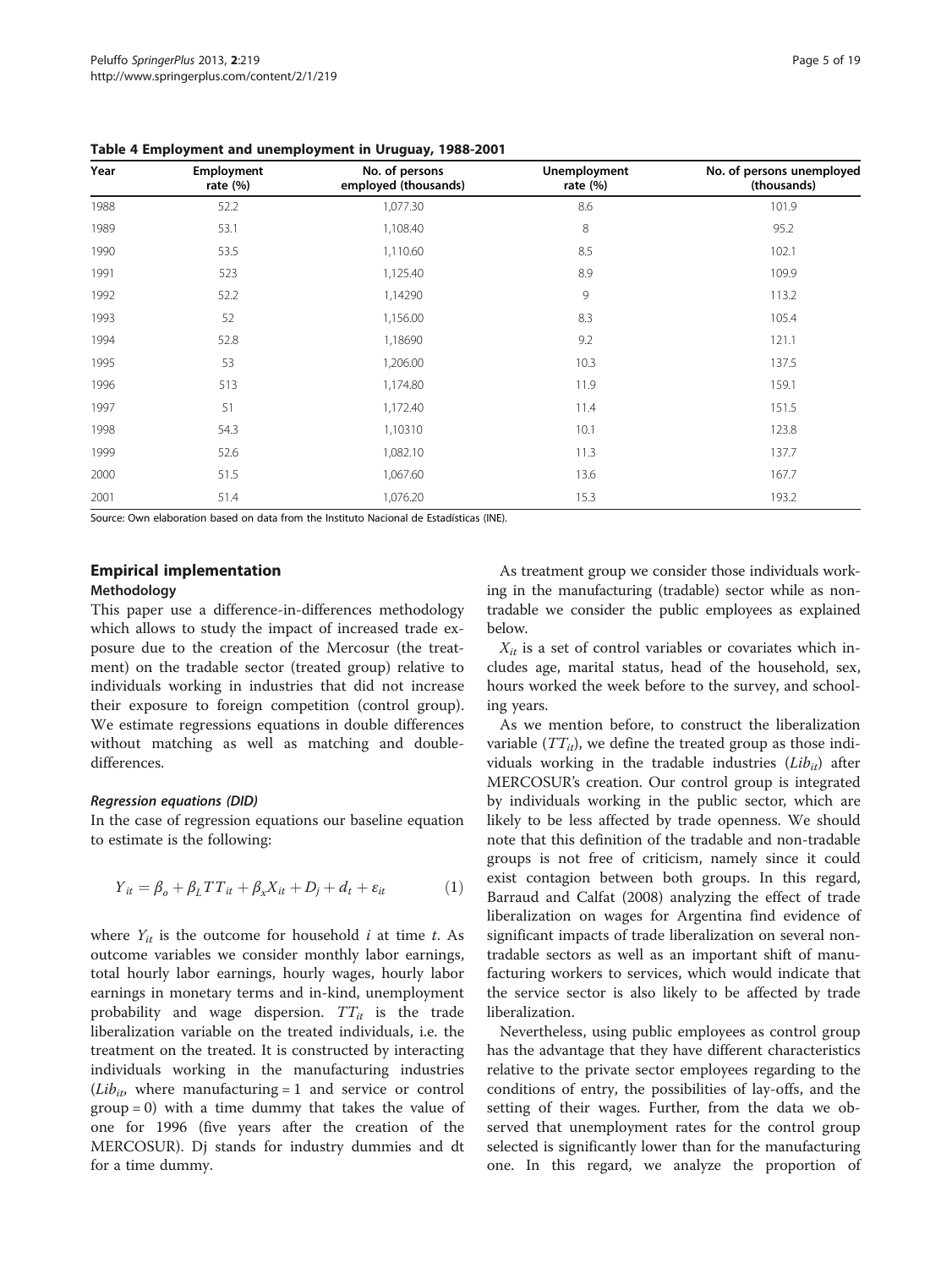**Table 4 Employment and unemployment in Uruguay, 1988-2001**

| Year | Employment rate (%) | No. of persons employed (thousands) | Unemployment rate (%) | No. of persons unemployed (thousands) |
|---|---|---|---|---|
| 1988 | 52.2 | 1,077.30 | 8.6 | 101.9 |
| 1989 | 53.1 | 1,108.40 | 8 | 95.2 |
| 1990 | 53.5 | 1,110.60 | 8.5 | 102.1 |
| 1991 | 523 | 1,125.40 | 8.9 | 109.9 |
| 1992 | 52.2 | 1,14290 | 9 | 113.2 |
| 1993 | 52 | 1,156.00 | 8.3 | 105.4 |
| 1994 | 52.8 | 1,18690 | 9.2 | 121.1 |
| 1995 | 53 | 1,206.00 | 10.3 | 137.5 |
| 1996 | 513 | 1,174.80 | 11.9 | 159.1 |
| 1997 | 51 | 1,172.40 | 11.4 | 151.5 |
| 1998 | 54.3 | 1,10310 | 10.1 | 123.8 |
| 1999 | 52.6 | 1,082.10 | 11.3 | 137.7 |
| 2000 | 51.5 | 1,067.60 | 13.6 | 167.7 |
| 2001 | 51.4 | 1,076.20 | 15.3 | 193.2 |

Source: Own elaboration based on data from the Instituto Nacional de Estadísticas (INE).

## Empirical implementation

### Methodology

This paper use a difference-in-differences methodology which allows to study the impact of increased trade exposure due to the creation of the Mercosur (the treatment) on the tradable sector (treated group) relative to individuals working in industries that did not increase their exposure to foreign competition (control group). We estimate regressions equations in double differences without matching as well as matching and double-differences.

#### *Regression equations (DID)*

In the case of regression equations our baseline equation to estimate is the following:

$$Y_{it} = \beta_o + \beta_L TT_{it} + \beta_x X_{it} + D_j + d_t + \varepsilon_{it} \tag{1}$$

where $Y_{it}$ is the outcome for household $i$ at time $t$. As outcome variables we consider monthly labor earnings, total hourly labor earnings, hourly wages, hourly labor earnings in monetary terms and in-kind, unemployment probability and wage dispersion. $TT_{it}$ is the trade liberalization variable on the treated individuals, i.e. the treatment on the treated. It is constructed by interacting individuals working in the manufacturing industries ($Lib_{it}$, where manufacturing = 1 and service or control group = 0) with a time dummy that takes the value of one for 1996 (five years after the creation of the MERCOSUR). Dj stands for industry dummies and dt for a time dummy.

As treatment group we consider those individuals working in the manufacturing (tradable) sector while as non-tradable we consider the public employees as explained below.

$X_{it}$ is a set of control variables or covariates which includes age, marital status, head of the household, sex, hours worked the week before to the survey, and schooling years.

As we mention before, to construct the liberalization variable ($TT_{it}$), we define the treated group as those individuals working in the tradable industries ($Lib_{it}$) after MERCOSUR's creation. Our control group is integrated by individuals working in the public sector, which are likely to be less affected by trade openness. We should note that this definition of the tradable and non-tradable groups is not free of criticism, namely since it could exist contagion between both groups. In this regard, Barraud and Calfat (2008) analyzing the effect of trade liberalization on wages for Argentina find evidence of significant impacts of trade liberalization on several non-tradable sectors as well as an important shift of manufacturing workers to services, which would indicate that the service sector is also likely to be affected by trade liberalization.

Nevertheless, using public employees as control group has the advantage that they have different characteristics relative to the private sector employees regarding to the conditions of entry, the possibilities of lay-offs, and the setting of their wages. Further, from the data we observed that unemployment rates for the control group selected is significantly lower than for the manufacturing one. In this regard, we analyze the proportion of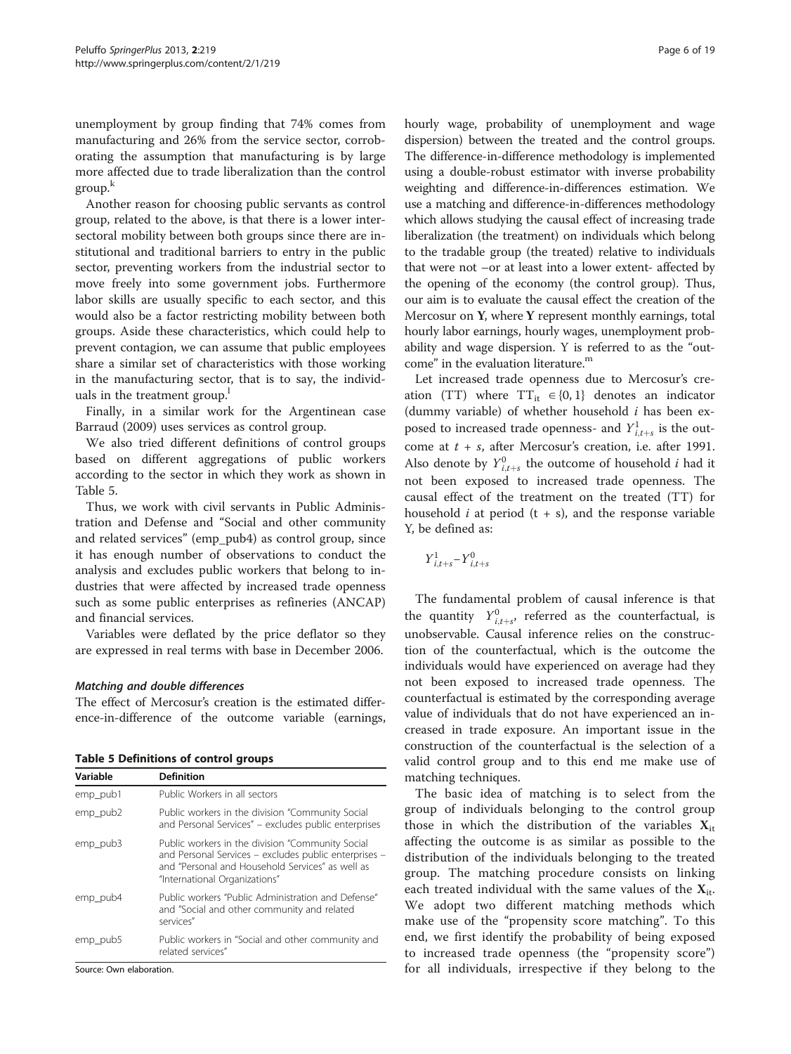unemployment by group finding that 74% comes from manufacturing and 26% from the service sector, corroborating the assumption that manufacturing is by large more affected due to trade liberalization than the control group.[k]

Another reason for choosing public servants as control group, related to the above, is that there is a lower intersectoral mobility between both groups since there are institutional and traditional barriers to entry in the public sector, preventing workers from the industrial sector to move freely into some government jobs. Furthermore labor skills are usually specific to each sector, and this would also be a factor restricting mobility between both groups. Aside these characteristics, which could help to prevent contagion, we can assume that public employees share a similar set of characteristics with those working in the manufacturing sector, that is to say, the individuals in the treatment group.[l]

Finally, in a similar work for the Argentinean case Barraud (2009) uses services as control group.

We also tried different definitions of control groups based on different aggregations of public workers according to the sector in which they work as shown in Table 5.

Thus, we work with civil servants in Public Administration and Defense and "Social and other community and related services" (emp_pub4) as control group, since it has enough number of observations to conduct the analysis and excludes public workers that belong to industries that were affected by increased trade openness such as some public enterprises as refineries (ANCAP) and financial services.

Variables were deflated by the price deflator so they are expressed in real terms with base in December 2006.

#### *Matching and double differences*

The effect of Mercosur's creation is the estimated difference-in-difference of the outcome variable (earnings, hourly wage, probability of unemployment and wage dispersion) between the treated and the control groups. The difference-in-difference methodology is implemented using a double-robust estimator with inverse probability weighting and difference-in-differences estimation. We use a matching and difference-in-differences methodology which allows studying the causal effect of increasing trade liberalization (the treatment) on individuals which belong to the tradable group (the treated) relative to individuals that were not –or at least into a lower extent- affected by the opening of the economy (the control group). Thus, our aim is to evaluate the causal effect the creation of the Mercosur on **Y**, where **Y** represent monthly earnings, total hourly labor earnings, hourly wages, unemployment probability and wage dispersion. Y is referred to as the "outcome" in the evaluation literature.[m]

Let increased trade openness due to Mercosur's creation (TT) where $TT_{it} \in \{0, 1\}$ denotes an indicator (dummy variable) of whether household $i$ has been exposed to increased trade openness- and $Y^1_{i,t+s}$ is the outcome at $t + s$, after Mercosur's creation, i.e. after 1991. Also denote by $Y^0_{i,t+s}$ the outcome of household $i$ had it not been exposed to increased trade openness. The causal effect of the treatment on the treated (TT) for household $i$ at period (t + s), and the response variable Y, be defined as:

$$Y^1_{i,t+s} - Y^0_{i,t+s}$$

The fundamental problem of causal inference is that the quantity $Y^0_{i,t+s}$, referred as the counterfactual, is unobservable. Causal inference relies on the construction of the counterfactual, which is the outcome the individuals would have experienced on average had they not been exposed to increased trade openness. The counterfactual is estimated by the corresponding average value of individuals that do not have experienced an increased in trade exposure. An important issue in the construction of the counterfactual is the selection of a valid control group and to this end me make use of matching techniques.

The basic idea of matching is to select from the group of individuals belonging to the control group those in which the distribution of the variables $\mathbf{X}_{it}$ affecting the outcome is as similar as possible to the distribution of the individuals belonging to the treated group. The matching procedure consists on linking each treated individual with the same values of the $\mathbf{X}_{it}$. We adopt two different matching methods which make use of the "propensity score matching". To this end, we first identify the probability of being exposed to increased trade openness (the "propensity score") for all individuals, irrespective if they belong to the

**Table 5 Definitions of control groups**

| Variable | Definition |
|---|---|
| emp_pub1 | Public Workers in all sectors |
| emp_pub2 | Public workers in the division "Community Social and Personal Services" – excludes public enterprises |
| emp_pub3 | Public workers in the division "Community Social and Personal Services – excludes public enterprises – and "Personal and Household Services" as well as "International Organizations" |
| emp_pub4 | Public workers "Public Administration and Defense" and "Social and other community and related services" |
| emp_pub5 | Public workers in "Social and other community and related services" |

Source: Own elaboration.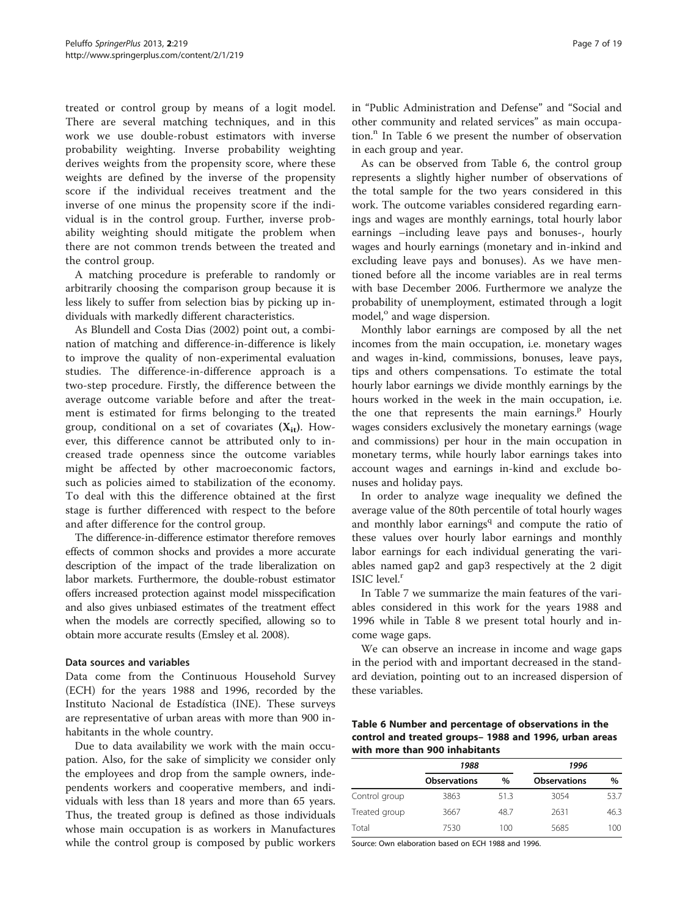treated or control group by means of a logit model. There are several matching techniques, and in this work we use double-robust estimators with inverse probability weighting. Inverse probability weighting derives weights from the propensity score, where these weights are defined by the inverse of the propensity score if the individual receives treatment and the inverse of one minus the propensity score if the individual is in the control group. Further, inverse probability weighting should mitigate the problem when there are not common trends between the treated and the control group.

A matching procedure is preferable to randomly or arbitrarily choosing the comparison group because it is less likely to suffer from selection bias by picking up individuals with markedly different characteristics.

As Blundell and Costa Dias (2002) point out, a combination of matching and difference-in-difference is likely to improve the quality of non-experimental evaluation studies. The difference-in-difference approach is a two-step procedure. Firstly, the difference between the average outcome variable before and after the treatment is estimated for firms belonging to the treated group, conditional on a set of covariates $(\mathbf{X_{it}})$. However, this difference cannot be attributed only to increased trade openness since the outcome variables might be affected by other macroeconomic factors, such as policies aimed to stabilization of the economy. To deal with this the difference obtained at the first stage is further differenced with respect to the before and after difference for the control group.

The difference-in-difference estimator therefore removes effects of common shocks and provides a more accurate description of the impact of the trade liberalization on labor markets. Furthermore, the double-robust estimator offers increased protection against model misspecification and also gives unbiased estimates of the treatment effect when the models are correctly specified, allowing so to obtain more accurate results (Emsley et al. 2008).

### Data sources and variables

Data come from the Continuous Household Survey (ECH) for the years 1988 and 1996, recorded by the Instituto Nacional de Estadística (INE). These surveys are representative of urban areas with more than 900 inhabitants in the whole country.

Due to data availability we work with the main occupation. Also, for the sake of simplicity we consider only the employees and drop from the sample owners, independents workers and cooperative members, and individuals with less than 18 years and more than 65 years. Thus, the treated group is defined as those individuals whose main occupation is as workers in Manufactures while the control group is composed by public workers in "Public Administration and Defense" and "Social and other community and related services" as main occupation.[n] In Table 6 we present the number of observation in each group and year.

As can be observed from Table 6, the control group represents a slightly higher number of observations of the total sample for the two years considered in this work. The outcome variables considered regarding earnings and wages are monthly earnings, total hourly labor earnings –including leave pays and bonuses-, hourly wages and hourly earnings (monetary and in-inkind and excluding leave pays and bonuses). As we have mentioned before all the income variables are in real terms with base December 2006. Furthermore we analyze the probability of unemployment, estimated through a logit model,[o] and wage dispersion.

Monthly labor earnings are composed by all the net incomes from the main occupation, i.e. monetary wages and wages in-kind, commissions, bonuses, leave pays, tips and others compensations. To estimate the total hourly labor earnings we divide monthly earnings by the hours worked in the week in the main occupation, i.e. the one that represents the main earnings.[p] Hourly wages considers exclusively the monetary earnings (wage and commissions) per hour in the main occupation in monetary terms, while hourly labor earnings takes into account wages and earnings in-kind and exclude bonuses and holiday pays.

In order to analyze wage inequality we defined the average value of the 80th percentile of total hourly wages and monthly labor earnings[q] and compute the ratio of these values over hourly labor earnings and monthly labor earnings for each individual generating the variables named gap2 and gap3 respectively at the 2 digit ISIC level.[r]

In Table 7 we summarize the main features of the variables considered in this work for the years 1988 and 1996 while in Table 8 we present total hourly and income wage gaps.

We can observe an increase in income and wage gaps in the period with and important decreased in the standard deviation, pointing out to an increased dispersion of these variables.

**Table 6 Number and percentage of observations in the control and treated groups– 1988 and 1996, urban areas with more than 900 inhabitants**

| | *1988* | | *1996* | |
|---|---|---|---|---|
| | **Observations** | **%** | **Observations** | **%** |
| Control group | 3863 | 51.3 | 3054 | 53.7 |
| Treated group | 3667 | 48.7 | 2631 | 46.3 |
| Total | 7530 | 100 | 5685 | 100 |

Source: Own elaboration based on ECH 1988 and 1996.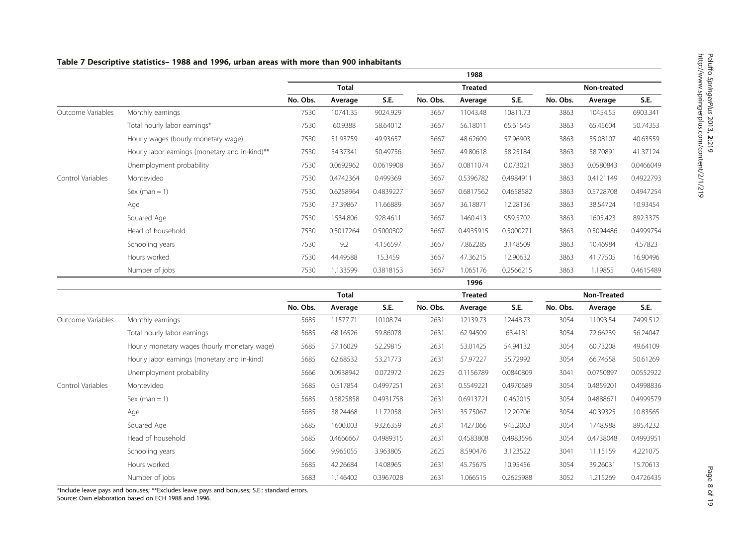**Table 7 Descriptive statistics– 1988 and 1996, urban areas with more than 900 inhabitants**

| | | 1988 | | | | | | | | |
|---|---|---|---|---|---|---|---|---|---|---|
| | | Total | | | Treated | | | Non-treated | | |
| | | No. Obs. | Average | S.E. | No. Obs. | Average | S.E. | No. Obs. | Average | S.E. |
| Outcome Variables | Monthly earnings | 7530 | 10741.35 | 9024.929 | 3667 | 11043.48 | 10811.73 | 3863 | 10454.55 | 6903.341 |
| | Total hourly labor earnings* | 7530 | 60.9388 | 58.64012 | 3667 | 56.18011 | 65.61545 | 3863 | 65.45604 | 50.74353 |
| | Hourly wages (hourly monetary wage) | 7530 | 51.93759 | 49.93657 | 3667 | 48.62609 | 57.96903 | 3863 | 55.08107 | 40.63559 |
| | Hourly labor earnings (monetary and in-kind)** | 7530 | 54.37341 | 50.49756 | 3667 | 49.80618 | 58.25184 | 3863 | 58.70891 | 41.37124 |
| | Unemployment probability | 7530 | 0.0692962 | 0.0619908 | 3667 | 0.0811074 | 0.073021 | 3863 | 0.0580843 | 0.0466049 |
| Control Variables | Montevideo | 7530 | 0.4742364 | 0.499369 | 3667 | 0.5396782 | 0.4984911 | 3863 | 0.4121149 | 0.4922793 |
| | Sex (man = 1) | 7530 | 0.6258964 | 0.4839227 | 3667 | 0.6817562 | 0.4658582 | 3863 | 0.5728708 | 0.4947254 |
| | Age | 7530 | 37.39867 | 11.66889 | 3667 | 36.18871 | 12.28136 | 3863 | 38.54724 | 10.93454 |
| | Squared Age | 7530 | 1534.806 | 928.4611 | 3667 | 1460.413 | 959.5702 | 3863 | 1605.423 | 892.3375 |
| | Head of household | 7530 | 0.5017264 | 0.5000302 | 3667 | 0.4935915 | 0.5000271 | 3863 | 0.5094486 | 0.4999754 |
| | Schooling years | 7530 | 9.2 | 4.156597 | 3667 | 7.862285 | 3.148509 | 3863 | 10.46984 | 4.57823 |
| | Hours worked | 7530 | 44.49588 | 15.3459 | 3667 | 47.36215 | 12.90632 | 3863 | 41.77505 | 16.90496 |
| | Number of jobs | 7530 | 1.133599 | 0.3818153 | 3667 | 1.065176 | 0.2566215 | 3863 | 1.19855 | 0.4615489 |
| | | 1996 | | | | | | | | |
| | | Total | | | Treated | | | Non-Treated | | |
| | | No. Obs. | Average | S.E. | No. Obs. | Average | S.E. | No. Obs. | Average | S.E. |
| Outcome Variables | Monthly earnings | 5685 | 11577.71 | 10108.74 | 2631 | 12139.73 | 12448.73 | 3054 | 11093.54 | 7499.512 |
| | Total hourly labor earnings | 5685 | 68.16526 | 59.86078 | 2631 | 62.94509 | 63.4181 | 3054 | 72.66239 | 56.24047 |
| | Hourly monetary wages (hourly monetary wage) | 5685 | 57.16029 | 52.29815 | 2631 | 53.01425 | 54.94132 | 3054 | 60.73208 | 49.64109 |
| | Hourly labor earnings (monetary and in-kind) | 5685 | 62.68532 | 53.21773 | 2631 | 57.97227 | 55.72992 | 3054 | 66.74558 | 50.61269 |
| | Unemployment probability | 5666 | 0.0938942 | 0.072972 | 2625 | 0.1156789 | 0.0840809 | 3041 | 0.0750897 | 0.0552922 |
| Control Variables | Montevideo | 5685 | 0.517854 | 0.4997251 | 2631 | 0.5549221 | 0.4970689 | 3054 | 0.4859201 | 0.4998836 |
| | Sex (man = 1) | 5685 | 0.5825858 | 0.4931758 | 2631 | 0.6913721 | 0.462015 | 3054 | 0.4888671 | 0.4999579 |
| | Age | 5685 | 38.24468 | 11.72058 | 2631 | 35.75067 | 12.20706 | 3054 | 40.39325 | 10.83565 |
| | Squared Age | 5685 | 1600.003 | 932.6359 | 2631 | 1427.066 | 945.2063 | 3054 | 1748.988 | 895.4232 |
| | Head of household | 5685 | 0.4666667 | 0.4989315 | 2631 | 0.4583808 | 0.4983596 | 3054 | 0.4738048 | 0.4993951 |
| | Schooling years | 5666 | 9.965055 | 3.963805 | 2625 | 8.590476 | 3.123522 | 3041 | 11.15159 | 4.221075 |
| | Hours worked | 5685 | 42.26684 | 14.08965 | 2631 | 45.75675 | 10.95456 | 3054 | 39.26031 | 15.70613 |
| | Number of jobs | 5683 | 1.146402 | 0.3967028 | 2631 | 1.066515 | 0.2625988 | 3052 | 1.215269 | 0.4726435 |

*Include leave pays and bonuses; **Excludes leave pays and bonuses; S.E.: standard errors.
Source: Own elaboration based on ECH 1988 and 1996.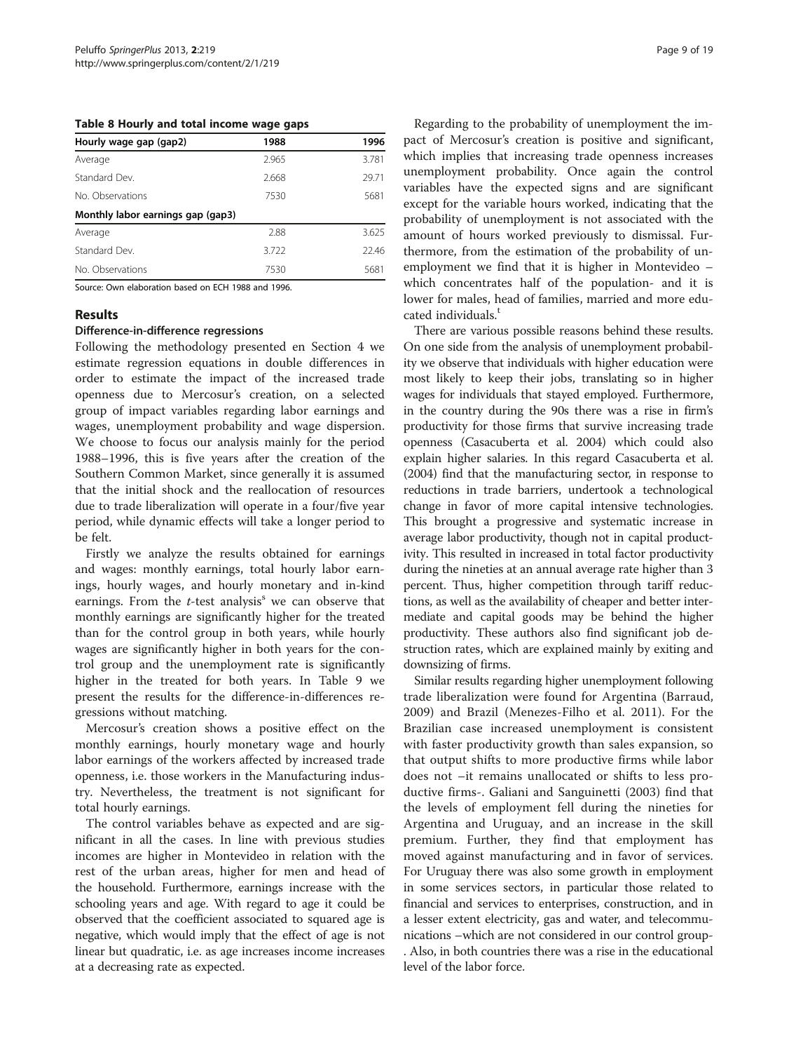**Table 8 Hourly and total income wage gaps**

| Hourly wage gap (gap2) | 1988 | 1996 |
|---|---|---|
| Average | 2.965 | 3.781 |
| Standard Dev. | 2.668 | 29.71 |
| No. Observations | 7530 | 5681 |
| **Monthly labor earnings gap (gap3)** | | |
| Average | 2.88 | 3.625 |
| Standard Dev. | 3.722 | 22.46 |
| No. Observations | 7530 | 5681 |

Source: Own elaboration based on ECH 1988 and 1996.

## Results

### Difference-in-difference regressions

Following the methodology presented en Section 4 we estimate regression equations in double differences in order to estimate the impact of the increased trade openness due to Mercosur's creation, on a selected group of impact variables regarding labor earnings and wages, unemployment probability and wage dispersion. We choose to focus our analysis mainly for the period 1988–1996, this is five years after the creation of the Southern Common Market, since generally it is assumed that the initial shock and the reallocation of resources due to trade liberalization will operate in a four/five year period, while dynamic effects will take a longer period to be felt.

Firstly we analyze the results obtained for earnings and wages: monthly earnings, total hourly labor earnings, hourly wages, and hourly monetary and in-kind earnings. From the *t*-test analysis[s] we can observe that monthly earnings are significantly higher for the treated than for the control group in both years, while hourly wages are significantly higher in both years for the control group and the unemployment rate is significantly higher in the treated for both years. In Table 9 we present the results for the difference-in-differences regressions without matching.

Mercosur's creation shows a positive effect on the monthly earnings, hourly monetary wage and hourly labor earnings of the workers affected by increased trade openness, i.e. those workers in the Manufacturing industry. Nevertheless, the treatment is not significant for total hourly earnings.

The control variables behave as expected and are significant in all the cases. In line with previous studies incomes are higher in Montevideo in relation with the rest of the urban areas, higher for men and head of the household. Furthermore, earnings increase with the schooling years and age. With regard to age it could be observed that the coefficient associated to squared age is negative, which would imply that the effect of age is not linear but quadratic, i.e. as age increases income increases at a decreasing rate as expected.

Regarding to the probability of unemployment the impact of Mercosur's creation is positive and significant, which implies that increasing trade openness increases unemployment probability. Once again the control variables have the expected signs and are significant except for the variable hours worked, indicating that the probability of unemployment is not associated with the amount of hours worked previously to dismissal. Furthermore, from the estimation of the probability of unemployment we find that it is higher in Montevideo – which concentrates half of the population- and it is lower for males, head of families, married and more educated individuals.[t]

There are various possible reasons behind these results. On one side from the analysis of unemployment probability we observe that individuals with higher education were most likely to keep their jobs, translating so in higher wages for individuals that stayed employed. Furthermore, in the country during the 90s there was a rise in firm's productivity for those firms that survive increasing trade openness (Casacuberta et al. 2004) which could also explain higher salaries. In this regard Casacuberta et al. (2004) find that the manufacturing sector, in response to reductions in trade barriers, undertook a technological change in favor of more capital intensive technologies. This brought a progressive and systematic increase in average labor productivity, though not in capital productivity. This resulted in increased in total factor productivity during the nineties at an annual average rate higher than 3 percent. Thus, higher competition through tariff reductions, as well as the availability of cheaper and better intermediate and capital goods may be behind the higher productivity. These authors also find significant job destruction rates, which are explained mainly by exiting and downsizing of firms.

Similar results regarding higher unemployment following trade liberalization were found for Argentina (Barraud, 2009) and Brazil (Menezes-Filho et al. 2011). For the Brazilian case increased unemployment is consistent with faster productivity growth than sales expansion, so that output shifts to more productive firms while labor does not –it remains unallocated or shifts to less productive firms-. Galiani and Sanguinetti (2003) find that the levels of employment fell during the nineties for Argentina and Uruguay, and an increase in the skill premium. Further, they find that employment has moved against manufacturing and in favor of services. For Uruguay there was also some growth in employment in some services sectors, in particular those related to financial and services to enterprises, construction, and in a lesser extent electricity, gas and water, and telecommunications –which are not considered in our control group-. Also, in both countries there was a rise in the educational level of the labor force.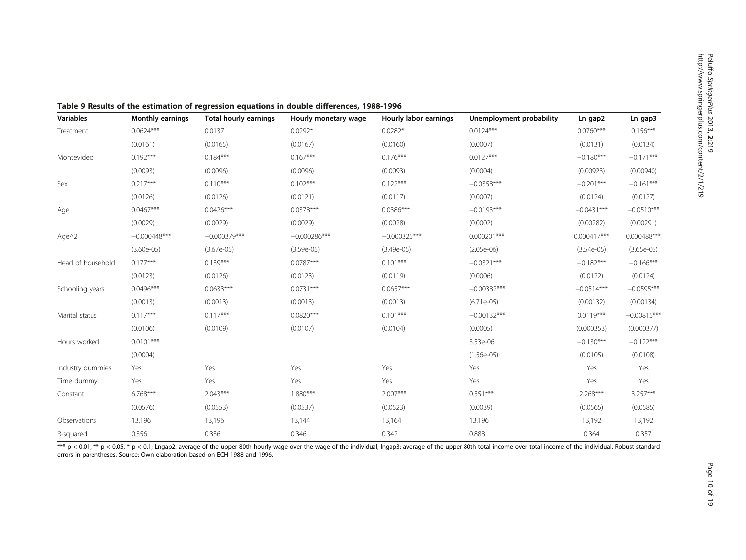**Table 9 Results of the estimation of regression equations in double differences, 1988-1996**

| Variables | Monthly earnings | Total hourly earnings | Hourly monetary wage | Hourly labor earnings | Unemployment probability | Ln gap2 | Ln gap3 |
|---|---|---|---|---|---|---|---|
| Treatment | 0.0624*** | 0.0137 | 0.0292* | 0.0282* | 0.0124*** | 0.0760*** | 0.156*** |
| | (0.0161) | (0.0165) | (0.0167) | (0.0160) | (0.0007) | (0.0131) | (0.0134) |
| Montevideo | 0.192*** | 0.184*** | 0.167*** | 0.176*** | 0.0127*** | −0.180*** | −0.171*** |
| | (0.0093) | (0.0096) | (0.0096) | (0.0093) | (0.0004) | (0.00923) | (0.00940) |
| Sex | 0.217*** | 0.110*** | 0.102*** | 0.122*** | −0.0358*** | −0.201*** | −0.161*** |
| | (0.0126) | (0.0126) | (0.0121) | (0.0117) | (0.0007) | (0.0124) | (0.0127) |
| Age | 0.0467*** | 0.0426*** | 0.0378*** | 0.0386*** | −0.0193*** | −0.0431*** | −0.0510*** |
| | (0.0029) | (0.0029) | (0.0029) | (0.0028) | (0.0002) | (0.00282) | (0.00291) |
| Age^2 | −0.000448*** | −0.000379*** | −0.000286*** | −0.000325*** | 0.000201*** | 0.000417*** | 0.000488*** |
| | (3.60e-05) | (3.67e-05) | (3.59e-05) | (3.49e-05) | (2.05e-06) | (3.54e-05) | (3.65e-05) |
| Head of household | 0.177*** | 0.139*** | 0.0787*** | 0.101*** | −0.0321*** | −0.182*** | −0.166*** |
| | (0.0123) | (0.0126) | (0.0123) | (0.0119) | (0.0006) | (0.0122) | (0.0124) |
| Schooling years | 0.0496*** | 0.0633*** | 0.0731*** | 0.0657*** | −0.00382*** | −0.0514*** | −0.0595*** |
| | (0.0013) | (0.0013) | (0.0013) | (0.0013) | (6.71e-05) | (0.00132) | (0.00134) |
| Marital status | 0.117*** | 0.117*** | 0.0820*** | 0.101*** | −0.00132*** | 0.0119*** | −0.00815*** |
| | (0.0106) | (0.0109) | (0.0107) | (0.0104) | (0.0005) | (0.000353) | (0.000377) |
| Hours worked | 0.0101*** | | | | 3.53e-06 | −0.130*** | −0.122*** |
| | (0.0004) | | | | (1.56e-05) | (0.0105) | (0.0108) |
| Industry dummies | Yes | Yes | Yes | Yes | Yes | Yes | Yes |
| Time dummy | Yes | Yes | Yes | Yes | Yes | Yes | Yes |
| Constant | 6.768*** | 2.043*** | 1.880*** | 2.007*** | 0.551*** | 2.268*** | 3.257*** |
| | (0.0576) | (0.0553) | (0.0537) | (0.0523) | (0.0039) | (0.0565) | (0.0585) |
| Observations | 13,196 | 13,196 | 13,144 | 13,164 | 13,196 | 13,192 | 13,192 |
| R-squared | 0.356 | 0.336 | 0.346 | 0.342 | 0.888 | 0.364 | 0.357 |

*** $p < 0.01$, ** $p < 0.05$, * $p < 0.1$; Lngap2: average of the upper 80th hourly wage over the wage of the individual; lngap3: average of the upper 80th total income over total income of the individual. Robust standard errors in parentheses. Source: Own elaboration based on ECH 1988 and 1996.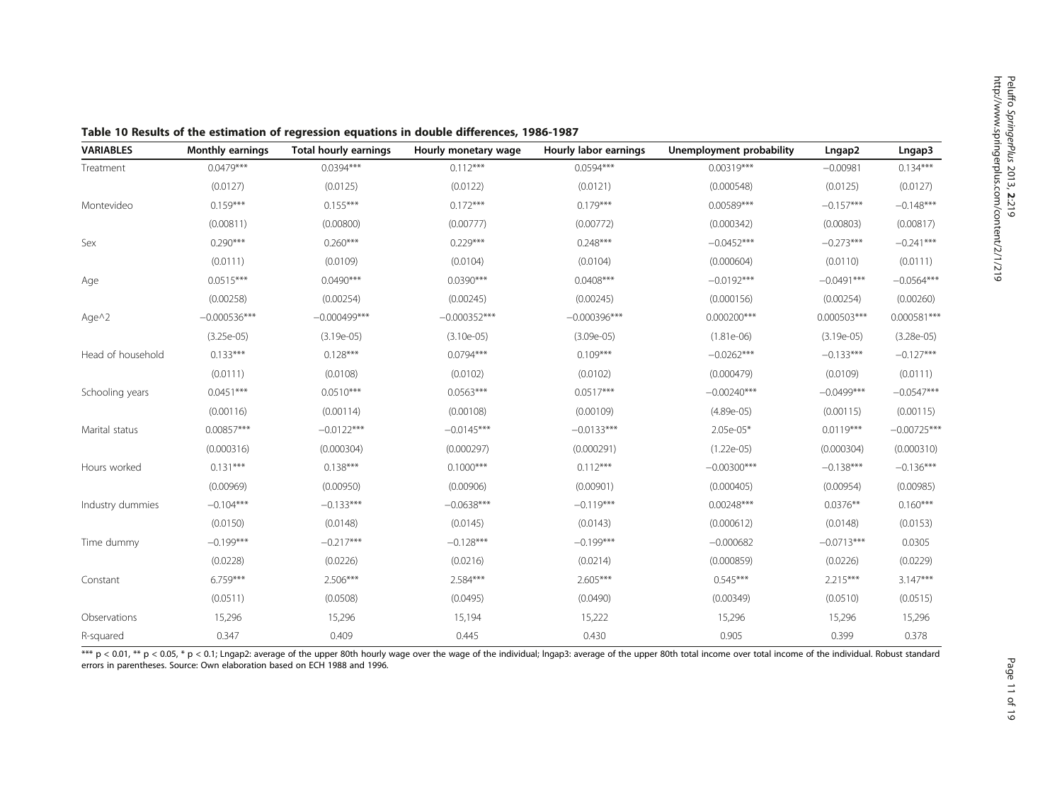**Table 10 Results of the estimation of regression equations in double differences, 1986-1987**

| VARIABLES | Monthly earnings | Total hourly earnings | Hourly monetary wage | Hourly labor earnings | Unemployment probability | Lngap2 | Lngap3 |
|---|---|---|---|---|---|---|---|
| Treatment | 0.0479*** | 0.0394*** | 0.112*** | 0.0594*** | 0.00319*** | −0.00981 | 0.134*** |
| | (0.0127) | (0.0125) | (0.0122) | (0.0121) | (0.000548) | (0.0125) | (0.0127) |
| Montevideo | 0.159*** | 0.155*** | 0.172*** | 0.179*** | 0.00589*** | −0.157*** | −0.148*** |
| | (0.00811) | (0.00800) | (0.00777) | (0.00772) | (0.000342) | (0.00803) | (0.00817) |
| Sex | 0.290*** | 0.260*** | 0.229*** | 0.248*** | −0.0452*** | −0.273*** | −0.241*** |
| | (0.0111) | (0.0109) | (0.0104) | (0.0104) | (0.000604) | (0.0110) | (0.0111) |
| Age | 0.0515*** | 0.0490*** | 0.0390*** | 0.0408*** | −0.0192*** | −0.0491*** | −0.0564*** |
| | (0.00258) | (0.00254) | (0.00245) | (0.00245) | (0.000156) | (0.00254) | (0.00260) |
| Age^2 | −0.000536*** | −0.000499*** | −0.000352*** | −0.000396*** | 0.000200*** | 0.000503*** | 0.000581*** |
| | (3.25e-05) | (3.19e-05) | (3.10e-05) | (3.09e-05) | (1.81e-06) | (3.19e-05) | (3.28e-05) |
| Head of household | 0.133*** | 0.128*** | 0.0794*** | 0.109*** | −0.0262*** | −0.133*** | −0.127*** |
| | (0.0111) | (0.0108) | (0.0102) | (0.0102) | (0.000479) | (0.0109) | (0.0111) |
| Schooling years | 0.0451*** | 0.0510*** | 0.0563*** | 0.0517*** | −0.00240*** | −0.0499*** | −0.0547*** |
| | (0.00116) | (0.00114) | (0.00108) | (0.00109) | (4.89e-05) | (0.00115) | (0.00115) |
| Marital status | 0.00857*** | −0.0122*** | −0.0145*** | −0.0133*** | 2.05e-05* | 0.0119*** | −0.00725*** |
| | (0.000316) | (0.000304) | (0.000297) | (0.000291) | (1.22e-05) | (0.000304) | (0.000310) |
| Hours worked | 0.131*** | 0.138*** | 0.1000*** | 0.112*** | −0.00300*** | −0.138*** | −0.136*** |
| | (0.00969) | (0.00950) | (0.00906) | (0.00901) | (0.000405) | (0.00954) | (0.00985) |
| Industry dummies | −0.104*** | −0.133*** | −0.0638*** | −0.119*** | 0.00248*** | 0.0376** | 0.160*** |
| | (0.0150) | (0.0148) | (0.0145) | (0.0143) | (0.000612) | (0.0148) | (0.0153) |
| Time dummy | −0.199*** | −0.217*** | −0.128*** | −0.199*** | −0.000682 | −0.0713*** | 0.0305 |
| | (0.0228) | (0.0226) | (0.0216) | (0.0214) | (0.000859) | (0.0226) | (0.0229) |
| Constant | 6.759*** | 2.506*** | 2.584*** | 2.605*** | 0.545*** | 2.215*** | 3.147*** |
| | (0.0511) | (0.0508) | (0.0495) | (0.0490) | (0.00349) | (0.0510) | (0.0515) |
| Observations | 15,296 | 15,296 | 15,194 | 15,222 | 15,296 | 15,296 | 15,296 |
| R-squared | 0.347 | 0.409 | 0.445 | 0.430 | 0.905 | 0.399 | 0.378 |

*** $p < 0.01$, ** $p < 0.05$, * $p < 0.1$; Lngap2: average of the upper 80th hourly wage over the wage of the individual; lngap3: average of the upper 80th total income over total income of the individual. Robust standard errors in parentheses. Source: Own elaboration based on ECH 1988 and 1996.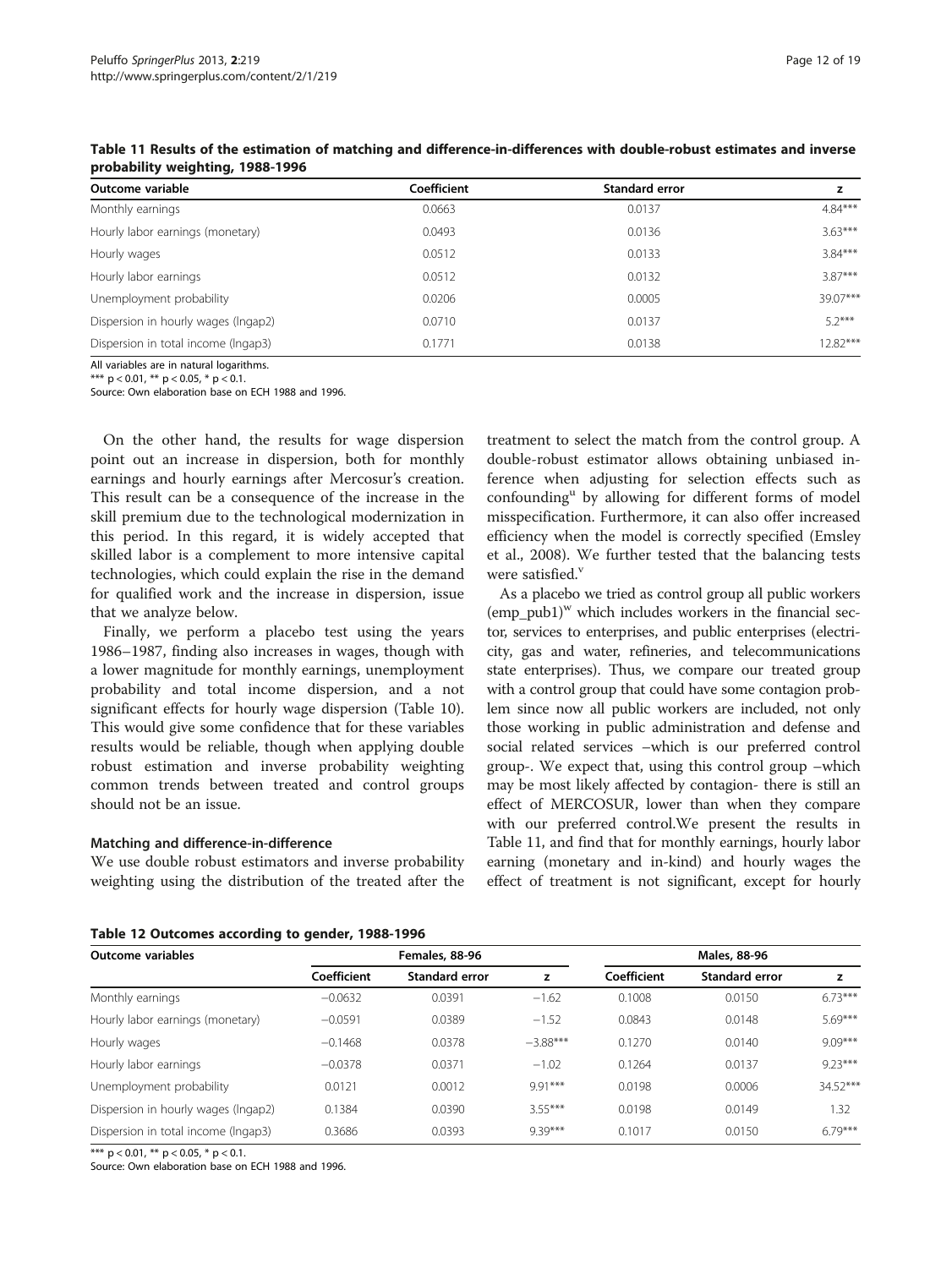**Table 11 Results of the estimation of matching and difference-in-differences with double-robust estimates and inverse probability weighting, 1988-1996**

| Outcome variable | Coefficient | Standard error | z |
|---|---|---|---|
| Monthly earnings | 0.0663 | 0.0137 | 4.84*** |
| Hourly labor earnings (monetary) | 0.0493 | 0.0136 | 3.63*** |
| Hourly wages | 0.0512 | 0.0133 | 3.84*** |
| Hourly labor earnings | 0.0512 | 0.0132 | 3.87*** |
| Unemployment probability | 0.0206 | 0.0005 | 39.07*** |
| Dispersion in hourly wages (lngap2) | 0.0710 | 0.0137 | 5.2*** |
| Dispersion in total income (lngap3) | 0.1771 | 0.0138 | 12.82*** |

All variables are in natural logarithms.
*** p < 0.01, ** p < 0.05, * p < 0.1.
Source: Own elaboration base on ECH 1988 and 1996.

On the other hand, the results for wage dispersion point out an increase in dispersion, both for monthly earnings and hourly earnings after Mercosur's creation. This result can be a consequence of the increase in the skill premium due to the technological modernization in this period. In this regard, it is widely accepted that skilled labor is a complement to more intensive capital technologies, which could explain the rise in the demand for qualified work and the increase in dispersion, issue that we analyze below.

Finally, we perform a placebo test using the years 1986–1987, finding also increases in wages, though with a lower magnitude for monthly earnings, unemployment probability and total income dispersion, and a not significant effects for hourly wage dispersion (Table 10). This would give some confidence that for these variables results would be reliable, though when applying double robust estimation and inverse probability weighting common trends between treated and control groups should not be an issue.

#### Matching and difference-in-difference

We use double robust estimators and inverse probability weighting using the distribution of the treated after the treatment to select the match from the control group. A double-robust estimator allows obtaining unbiased inference when adjusting for selection effects such as confounding[u] by allowing for different forms of model misspecification. Furthermore, it can also offer increased efficiency when the model is correctly specified (Emsley et al., 2008). We further tested that the balancing tests were satisfied.[v]

As a placebo we tried as control group all public workers (emp_pub1)[w] which includes workers in the financial sector, services to enterprises, and public enterprises (electricity, gas and water, refineries, and telecommunications state enterprises). Thus, we compare our treated group with a control group that could have some contagion problem since now all public workers are included, not only those working in public administration and defense and social related services –which is our preferred control group-. We expect that, using this control group –which may be most likely affected by contagion- there is still an effect of MERCOSUR, lower than when they compare with our preferred control.We present the results in Table 11, and find that for monthly earnings, hourly labor earning (monetary and in-kind) and hourly wages the effect of treatment is not significant, except for hourly

**Table 12 Outcomes according to gender, 1988-1996**

| Outcome variables | Females, 88-96 | | | Males, 88-96 | | |
|---|---|---|---|---|---|---|
| | Coefficient | Standard error | z | Coefficient | Standard error | z |
| Monthly earnings | −0.0632 | 0.0391 | −1.62 | 0.1008 | 0.0150 | 6.73*** |
| Hourly labor earnings (monetary) | −0.0591 | 0.0389 | −1.52 | 0.0843 | 0.0148 | 5.69*** |
| Hourly wages | −0.1468 | 0.0378 | −3.88*** | 0.1270 | 0.0140 | 9.09*** |
| Hourly labor earnings | −0.0378 | 0.0371 | −1.02 | 0.1264 | 0.0137 | 9.23*** |
| Unemployment probability | 0.0121 | 0.0012 | 9.91*** | 0.0198 | 0.0006 | 34.52*** |
| Dispersion in hourly wages (lngap2) | 0.1384 | 0.0390 | 3.55*** | 0.0198 | 0.0149 | 1.32 |
| Dispersion in total income (lngap3) | 0.3686 | 0.0393 | 9.39*** | 0.1017 | 0.0150 | 6.79*** |

*** p < 0.01, ** p < 0.05, * p < 0.1.
Source: Own elaboration base on ECH 1988 and 1996.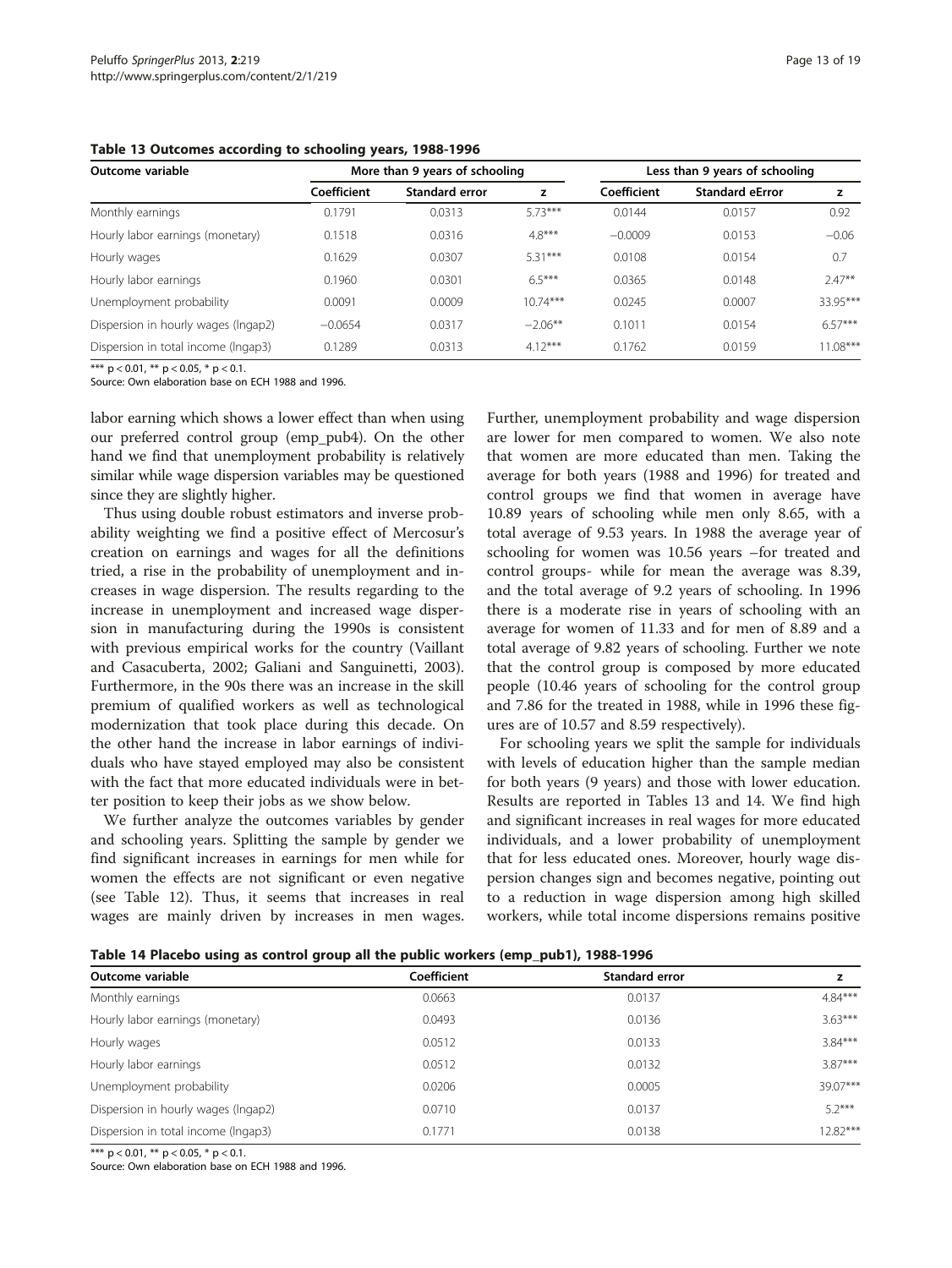**Table 13 Outcomes according to schooling years, 1988-1996**

| Outcome variable | More than 9 years of schooling | | | Less than 9 years of schooling | | |
|---|---|---|---|---|---|---|
| | Coefficient | Standard error | z | Coefficient | Standard eError | z |
| Monthly earnings | 0.1791 | 0.0313 | 5.73*** | 0.0144 | 0.0157 | 0.92 |
| Hourly labor earnings (monetary) | 0.1518 | 0.0316 | 4.8*** | −0.0009 | 0.0153 | −0.06 |
| Hourly wages | 0.1629 | 0.0307 | 5.31*** | 0.0108 | 0.0154 | 0.7 |
| Hourly labor earnings | 0.1960 | 0.0301 | 6.5*** | 0.0365 | 0.0148 | 2.47** |
| Unemployment probability | 0.0091 | 0.0009 | 10.74*** | 0.0245 | 0.0007 | 33.95*** |
| Dispersion in hourly wages (lngap2) | −0.0654 | 0.0317 | −2.06** | 0.1011 | 0.0154 | 6.57*** |
| Dispersion in total income (lngap3) | 0.1289 | 0.0313 | 4.12*** | 0.1762 | 0.0159 | 11.08*** |

*** p < 0.01, ** p < 0.05, * p < 0.1.
Source: Own elaboration base on ECH 1988 and 1996.

labor earning which shows a lower effect than when using our preferred control group (emp_pub4). On the other hand we find that unemployment probability is relatively similar while wage dispersion variables may be questioned since they are slightly higher.

Thus using double robust estimators and inverse probability weighting we find a positive effect of Mercosur's creation on earnings and wages for all the definitions tried, a rise in the probability of unemployment and increases in wage dispersion. The results regarding to the increase in unemployment and increased wage dispersion in manufacturing during the 1990s is consistent with previous empirical works for the country (Vaillant and Casacuberta, 2002; Galiani and Sanguinetti, 2003). Furthermore, in the 90s there was an increase in the skill premium of qualified workers as well as technological modernization that took place during this decade. On the other hand the increase in labor earnings of individuals who have stayed employed may also be consistent with the fact that more educated individuals were in better position to keep their jobs as we show below.

We further analyze the outcomes variables by gender and schooling years. Splitting the sample by gender we find significant increases in earnings for men while for women the effects are not significant or even negative (see Table 12). Thus, it seems that increases in real wages are mainly driven by increases in men wages. Further, unemployment probability and wage dispersion are lower for men compared to women. We also note that women are more educated than men. Taking the average for both years (1988 and 1996) for treated and control groups we find that women in average have 10.89 years of schooling while men only 8.65, with a total average of 9.53 years. In 1988 the average year of schooling for women was 10.56 years –for treated and control groups- while for mean the average was 8.39, and the total average of 9.2 years of schooling. In 1996 there is a moderate rise in years of schooling with an average for women of 11.33 and for men of 8.89 and a total average of 9.82 years of schooling. Further we note that the control group is composed by more educated people (10.46 years of schooling for the control group and 7.86 for the treated in 1988, while in 1996 these figures are of 10.57 and 8.59 respectively).

For schooling years we split the sample for individuals with levels of education higher than the sample median for both years (9 years) and those with lower education. Results are reported in Tables 13 and 14. We find high and significant increases in real wages for more educated individuals, and a lower probability of unemployment that for less educated ones. Moreover, hourly wage dispersion changes sign and becomes negative, pointing out to a reduction in wage dispersion among high skilled workers, while total income dispersions remains positive

**Table 14 Placebo using as control group all the public workers (emp_pub1), 1988-1996**

| Outcome variable | Coefficient | Standard error | z |
|---|---|---|---|
| Monthly earnings | 0.0663 | 0.0137 | 4.84*** |
| Hourly labor earnings (monetary) | 0.0493 | 0.0136 | 3.63*** |
| Hourly wages | 0.0512 | 0.0133 | 3.84*** |
| Hourly labor earnings | 0.0512 | 0.0132 | 3.87*** |
| Unemployment probability | 0.0206 | 0.0005 | 39.07*** |
| Dispersion in hourly wages (lngap2) | 0.0710 | 0.0137 | 5.2*** |
| Dispersion in total income (lngap3) | 0.1771 | 0.0138 | 12.82*** |

*** p < 0.01, ** p < 0.05, * p < 0.1.
Source: Own elaboration base on ECH 1988 and 1996.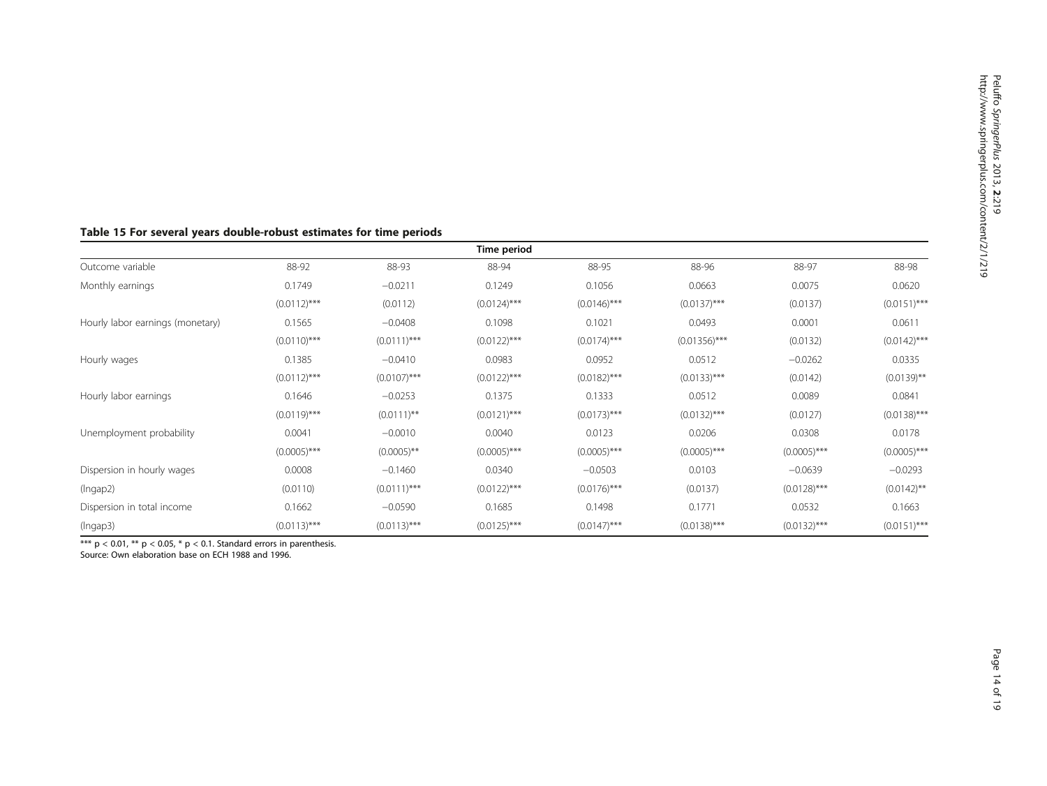**Table 15 For several years double-robust estimates for time periods**

| | Time period | | | | | | |
|---|---|---|---|---|---|---|---|
| Outcome variable | 88-92 | 88-93 | 88-94 | 88-95 | 88-96 | 88-97 | 88-98 |
| Monthly earnings | 0.1749 | −0.0211 | 0.1249 | 0.1056 | 0.0663 | 0.0075 | 0.0620 |
| | (0.0112)*** | (0.0112) | (0.0124)*** | (0.0146)*** | (0.0137)*** | (0.0137) | (0.0151)*** |
| Hourly labor earnings (monetary) | 0.1565 | −0.0408 | 0.1098 | 0.1021 | 0.0493 | 0.0001 | 0.0611 |
| | (0.0110)*** | (0.0111)*** | (0.0122)*** | (0.0174)*** | (0.01356)*** | (0.0132) | (0.0142)*** |
| Hourly wages | 0.1385 | −0.0410 | 0.0983 | 0.0952 | 0.0512 | −0.0262 | 0.0335 |
| | (0.0112)*** | (0.0107)*** | (0.0122)*** | (0.0182)*** | (0.0133)*** | (0.0142) | (0.0139)** |
| Hourly labor earnings | 0.1646 | −0.0253 | 0.1375 | 0.1333 | 0.0512 | 0.0089 | 0.0841 |
| | (0.0119)*** | (0.0111)** | (0.0121)*** | (0.0173)*** | (0.0132)*** | (0.0127) | (0.0138)*** |
| Unemployment probability | 0.0041 | −0.0010 | 0.0040 | 0.0123 | 0.0206 | 0.0308 | 0.0178 |
| | (0.0005)*** | (0.0005)** | (0.0005)*** | (0.0005)*** | (0.0005)*** | (0.0005)*** | (0.0005)*** |
| Dispersion in hourly wages | 0.0008 | −0.1460 | 0.0340 | −0.0503 | 0.0103 | −0.0639 | −0.0293 |
| (lngap2) | (0.0110) | (0.0111)*** | (0.0122)*** | (0.0176)*** | (0.0137) | (0.0128)*** | (0.0142)** |
| Dispersion in total income | 0.1662 | −0.0590 | 0.1685 | 0.1498 | 0.1771 | 0.0532 | 0.1663 |
| (lngap3) | (0.0113)*** | (0.0113)*** | (0.0125)*** | (0.0147)*** | (0.0138)*** | (0.0132)*** | (0.0151)*** |

*** $p < 0.01$, ** $p < 0.05$, * $p < 0.1$. Standard errors in parenthesis.
Source: Own elaboration base on ECH 1988 and 1996.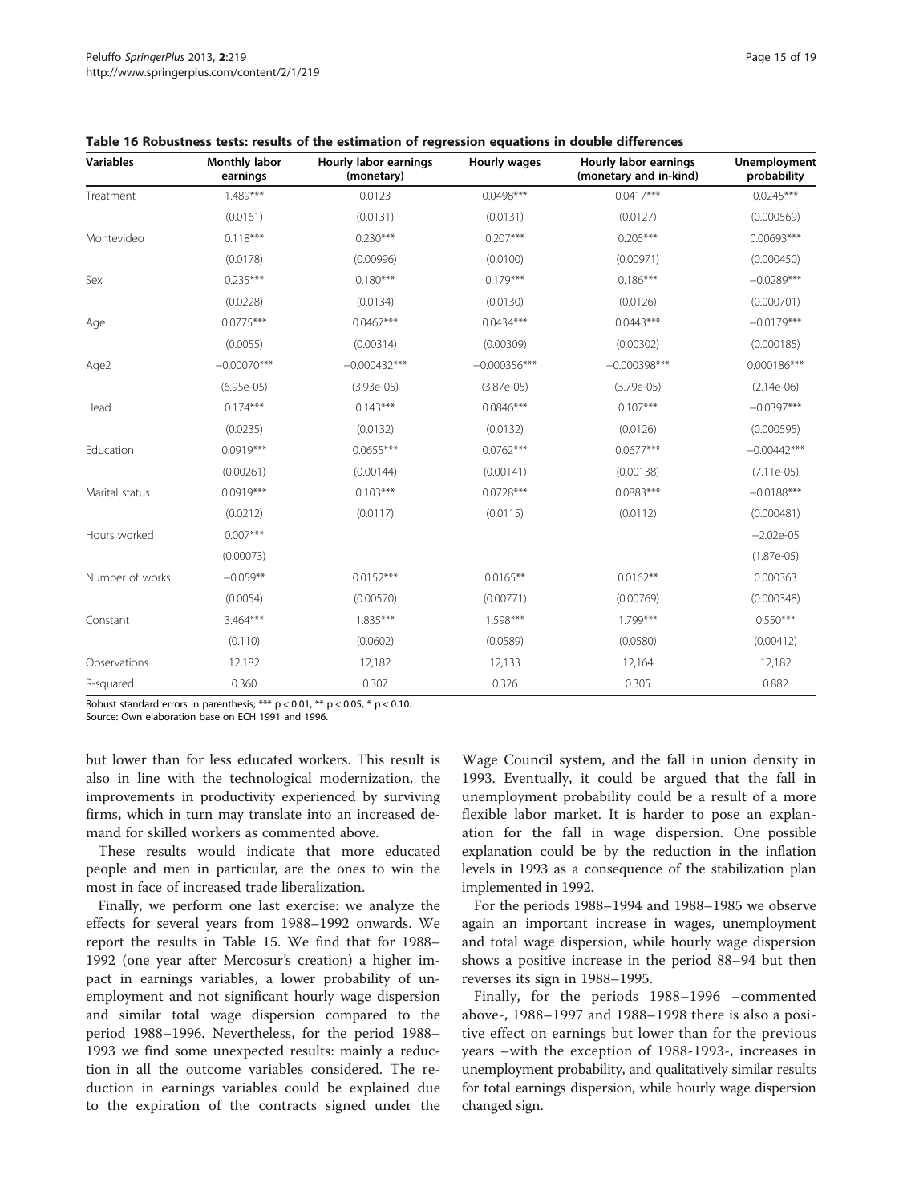**Table 16 Robustness tests: results of the estimation of regression equations in double differences**

| Variables | Monthly labor earnings | Hourly labor earnings (monetary) | Hourly wages | Hourly labor earnings (monetary and in-kind) | Unemployment probability |
|---|---|---|---|---|---|
| Treatment | 1.489*** | 0.0123 | 0.0498*** | 0.0417*** | 0.0245*** |
| | (0.0161) | (0.0131) | (0.0131) | (0.0127) | (0.000569) |
| Montevideo | 0.118*** | 0.230*** | 0.207*** | 0.205*** | 0.00693*** |
| | (0.0178) | (0.00996) | (0.0100) | (0.00971) | (0.000450) |
| Sex | 0.235*** | 0.180*** | 0.179*** | 0.186*** | −0.0289*** |
| | (0.0228) | (0.0134) | (0.0130) | (0.0126) | (0.000701) |
| Age | 0.0775*** | 0.0467*** | 0.0434*** | 0.0443*** | −0.0179*** |
| | (0.0055) | (0.00314) | (0.00309) | (0.00302) | (0.000185) |
| Age2 | −0.00070*** | −0.000432*** | −0.000356*** | −0.000398*** | 0.000186*** |
| | (6.95e-05) | (3.93e-05) | (3.87e-05) | (3.79e-05) | (2.14e-06) |
| Head | 0.174*** | 0.143*** | 0.0846*** | 0.107*** | −0.0397*** |
| | (0.0235) | (0.0132) | (0.0132) | (0.0126) | (0.000595) |
| Education | 0.0919*** | 0.0655*** | 0.0762*** | 0.0677*** | −0.00442*** |
| | (0.00261) | (0.00144) | (0.00141) | (0.00138) | (7.11e-05) |
| Marital status | 0.0919*** | 0.103*** | 0.0728*** | 0.0883*** | −0.0188*** |
| | (0.0212) | (0.0117) | (0.0115) | (0.0112) | (0.000481) |
| Hours worked | 0.007*** | | | | −2.02e-05 |
| | (0.00073) | | | | (1.87e-05) |
| Number of works | −0.059** | 0.0152*** | 0.0165** | 0.0162** | 0.000363 |
| | (0.0054) | (0.00570) | (0.00771) | (0.00769) | (0.000348) |
| Constant | 3.464*** | 1.835*** | 1.598*** | 1.799*** | 0.550*** |
| | (0.110) | (0.0602) | (0.0589) | (0.0580) | (0.00412) |
| Observations | 12,182 | 12,182 | 12,133 | 12,164 | 12,182 |
| R-squared | 0.360 | 0.307 | 0.326 | 0.305 | 0.882 |

Robust standard errors in parenthesis; *** $p < 0.01$, ** $p < 0.05$, * $p < 0.10$.
Source: Own elaboration base on ECH 1991 and 1996.

but lower than for less educated workers. This result is also in line with the technological modernization, the improvements in productivity experienced by surviving firms, which in turn may translate into an increased demand for skilled workers as commented above.

These results would indicate that more educated people and men in particular, are the ones to win the most in face of increased trade liberalization.

Finally, we perform one last exercise: we analyze the effects for several years from 1988–1992 onwards. We report the results in Table 15. We find that for 1988–1992 (one year after Mercosur's creation) a higher impact in earnings variables, a lower probability of unemployment and not significant hourly wage dispersion and similar total wage dispersion compared to the period 1988–1996. Nevertheless, for the period 1988–1993 we find some unexpected results: mainly a reduction in all the outcome variables considered. The reduction in earnings variables could be explained due to the expiration of the contracts signed under the Wage Council system, and the fall in union density in 1993. Eventually, it could be argued that the fall in unemployment probability could be a result of a more flexible labor market. It is harder to pose an explanation for the fall in wage dispersion. One possible explanation could be by the reduction in the inflation levels in 1993 as a consequence of the stabilization plan implemented in 1992.

For the periods 1988–1994 and 1988–1985 we observe again an important increase in wages, unemployment and total wage dispersion, while hourly wage dispersion shows a positive increase in the period 88–94 but then reverses its sign in 1988–1995.

Finally, for the periods 1988–1996 –commented above-, 1988–1997 and 1988–1998 there is also a positive effect on earnings but lower than for the previous years –with the exception of 1988-1993-, increases in unemployment probability, and qualitatively similar results for total earnings dispersion, while hourly wage dispersion changed sign.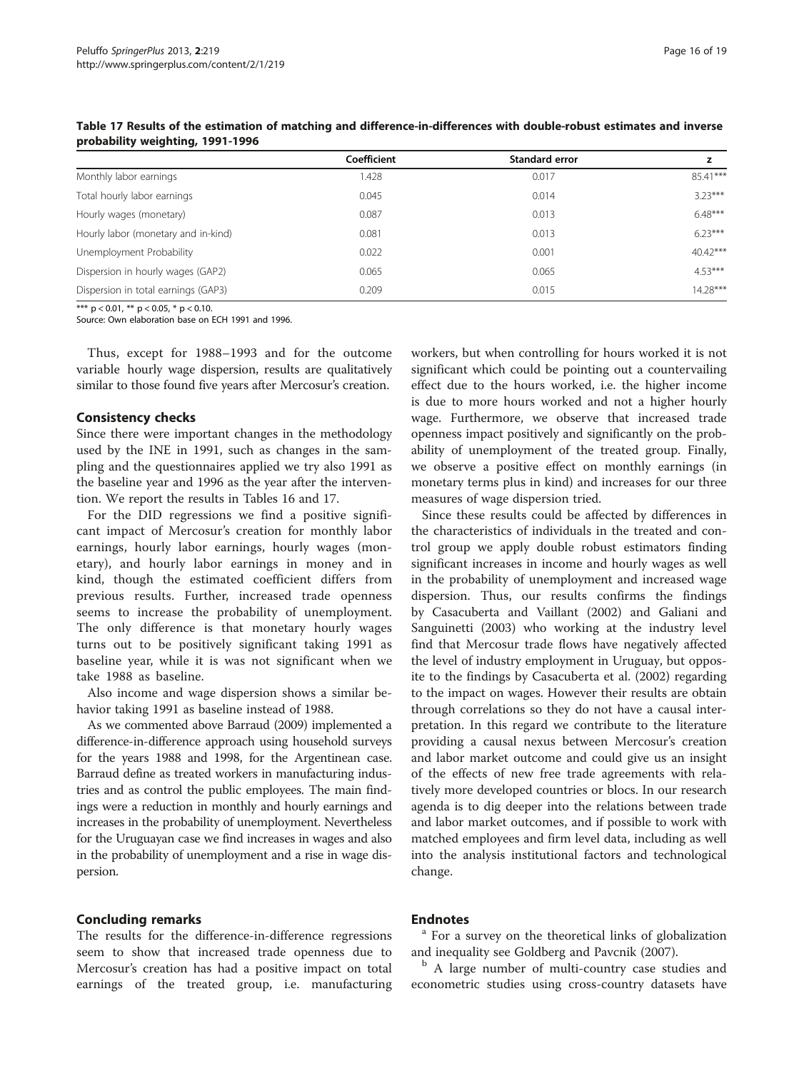**Table 17 Results of the estimation of matching and difference-in-differences with double-robust estimates and inverse probability weighting, 1991-1996**

| | Coefficient | Standard error | z |
|---|---|---|---|
| Monthly labor earnings | 1.428 | 0.017 | 85.41*** |
| Total hourly labor earnings | 0.045 | 0.014 | 3.23*** |
| Hourly wages (monetary) | 0.087 | 0.013 | 6.48*** |
| Hourly labor (monetary and in-kind) | 0.081 | 0.013 | 6.23*** |
| Unemployment Probability | 0.022 | 0.001 | 40.42*** |
| Dispersion in hourly wages (GAP2) | 0.065 | 0.065 | 4.53*** |
| Dispersion in total earnings (GAP3) | 0.209 | 0.015 | 14.28*** |

*** p < 0.01, ** p < 0.05, * p < 0.10.

Source: Own elaboration base on ECH 1991 and 1996.

Thus, except for 1988–1993 and for the outcome variable hourly wage dispersion, results are qualitatively similar to those found five years after Mercosur's creation.

## Consistency checks

Since there were important changes in the methodology used by the INE in 1991, such as changes in the sampling and the questionnaires applied we try also 1991 as the baseline year and 1996 as the year after the intervention. We report the results in Tables 16 and 17.

For the DID regressions we find a positive significant impact of Mercosur's creation for monthly labor earnings, hourly labor earnings, hourly wages (monetary), and hourly labor earnings in money and in kind, though the estimated coefficient differs from previous results. Further, increased trade openness seems to increase the probability of unemployment. The only difference is that monetary hourly wages turns out to be positively significant taking 1991 as baseline year, while it is was not significant when we take 1988 as baseline.

Also income and wage dispersion shows a similar behavior taking 1991 as baseline instead of 1988.

As we commented above Barraud (2009) implemented a difference-in-difference approach using household surveys for the years 1988 and 1998, for the Argentinean case. Barraud define as treated workers in manufacturing industries and as control the public employees. The main findings were a reduction in monthly and hourly earnings and increases in the probability of unemployment. Nevertheless for the Uruguayan case we find increases in wages and also in the probability of unemployment and a rise in wage dispersion.

## Concluding remarks

The results for the difference-in-difference regressions seem to show that increased trade openness due to Mercosur's creation has had a positive impact on total earnings of the treated group, i.e. manufacturing workers, but when controlling for hours worked it is not significant which could be pointing out a countervailing effect due to the hours worked, i.e. the higher income is due to more hours worked and not a higher hourly wage. Furthermore, we observe that increased trade openness impact positively and significantly on the probability of unemployment of the treated group. Finally, we observe a positive effect on monthly earnings (in monetary terms plus in kind) and increases for our three measures of wage dispersion tried.

Since these results could be affected by differences in the characteristics of individuals in the treated and control group we apply double robust estimators finding significant increases in income and hourly wages as well in the probability of unemployment and increased wage dispersion. Thus, our results confirms the findings by Casacuberta and Vaillant (2002) and Galiani and Sanguinetti (2003) who working at the industry level find that Mercosur trade flows have negatively affected the level of industry employment in Uruguay, but opposite to the findings by Casacuberta et al. (2002) regarding to the impact on wages. However their results are obtain through correlations so they do not have a causal interpretation. In this regard we contribute to the literature providing a causal nexus between Mercosur's creation and labor market outcome and could give us an insight of the effects of new free trade agreements with relatively more developed countries or blocs. In our research agenda is to dig deeper into the relations between trade and labor market outcomes, and if possible to work with matched employees and firm level data, including as well into the analysis institutional factors and technological change.

## Endnotes

[a] For a survey on the theoretical links of globalization and inequality see Goldberg and Pavcnik (2007).

[b] A large number of multi-country case studies and econometric studies using cross-country datasets have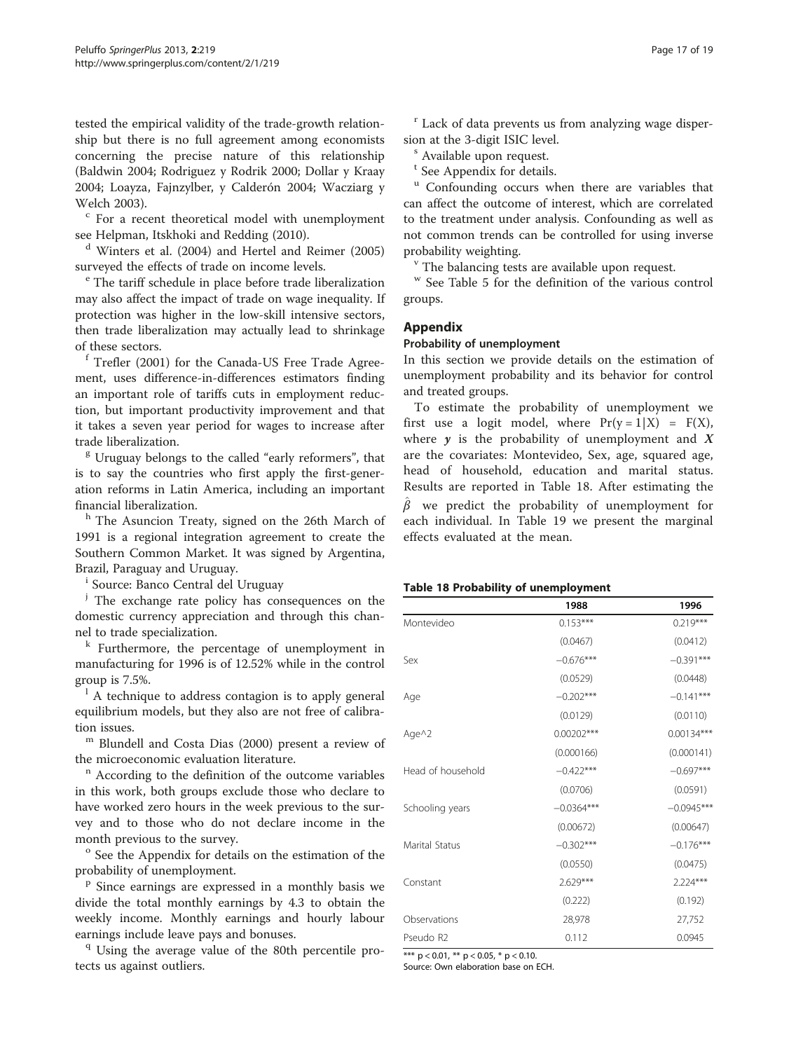tested the empirical validity of the trade-growth relationship but there is no full agreement among economists concerning the precise nature of this relationship (Baldwin 2004; Rodriguez y Rodrik 2000; Dollar y Kraay 2004; Loayza, Fajnzylber, y Calderón 2004; Wacziarg y Welch 2003).

[c] For a recent theoretical model with unemployment see Helpman, Itskhoki and Redding (2010).

[d] Winters et al. (2004) and Hertel and Reimer (2005) surveyed the effects of trade on income levels.

[e] The tariff schedule in place before trade liberalization may also affect the impact of trade on wage inequality. If protection was higher in the low-skill intensive sectors, then trade liberalization may actually lead to shrinkage of these sectors.

[f] Trefler (2001) for the Canada-US Free Trade Agreement, uses difference-in-differences estimators finding an important role of tariffs cuts in employment reduction, but important productivity improvement and that it takes a seven year period for wages to increase after trade liberalization.

[g] Uruguay belongs to the called "early reformers", that is to say the countries who first apply the first-generation reforms in Latin America, including an important financial liberalization.

[h] The Asuncion Treaty, signed on the 26th March of 1991 is a regional integration agreement to create the Southern Common Market. It was signed by Argentina, Brazil, Paraguay and Uruguay.

[i] Source: Banco Central del Uruguay

[j] The exchange rate policy has consequences on the domestic currency appreciation and through this channel to trade specialization.

[k] Furthermore, the percentage of unemployment in manufacturing for 1996 is of 12.52% while in the control group is 7.5%.

[l] A technique to address contagion is to apply general equilibrium models, but they also are not free of calibration issues.

[m] Blundell and Costa Dias (2000) present a review of the microeconomic evaluation literature.

[n] According to the definition of the outcome variables in this work, both groups exclude those who declare to have worked zero hours in the week previous to the survey and to those who do not declare income in the month previous to the survey.

[o] See the Appendix for details on the estimation of the probability of unemployment.

[p] Since earnings are expressed in a monthly basis we divide the total monthly earnings by 4.3 to obtain the weekly income. Monthly earnings and hourly labour earnings include leave pays and bonuses.

[q] Using the average value of the 80th percentile protects us against outliers.

[r] Lack of data prevents us from analyzing wage dispersion at the 3-digit ISIC level.

[s] Available upon request.

[t] See Appendix for details.

[u] Confounding occurs when there are variables that can affect the outcome of interest, which are correlated to the treatment under analysis. Confounding as well as not common trends can be controlled for using inverse probability weighting.

[v] The balancing tests are available upon request.

[w] See Table 5 for the definition of the various control groups.

## Appendix

### Probability of unemployment

In this section we provide details on the estimation of unemployment probability and its behavior for control and treated groups.

To estimate the probability of unemployment we first use a logit model, where $\Pr(y = 1|X) = F(X)$, where $y$ is the probability of unemployment and $X$ are the covariates: Montevideo, Sex, age, squared age, head of household, education and marital status. Results are reported in Table 18. After estimating the $\hat{\beta}$ we predict the probability of unemployment for each individual. In Table 19 we present the marginal effects evaluated at the mean.

**Table 18 Probability of unemployment**

| | 1988 | 1996 |
|---|---|---|
| Montevideo | 0.153*** | 0.219*** |
| | (0.0467) | (0.0412) |
| Sex | −0.676*** | −0.391*** |
| | (0.0529) | (0.0448) |
| Age | −0.202*** | −0.141*** |
| | (0.0129) | (0.0110) |
| Age^2 | 0.00202*** | 0.00134*** |
| | (0.000166) | (0.000141) |
| Head of household | −0.422*** | −0.697*** |
| | (0.0706) | (0.0591) |
| Schooling years | −0.0364*** | −0.0945*** |
| | (0.00672) | (0.00647) |
| Marital Status | −0.302*** | −0.176*** |
| | (0.0550) | (0.0475) |
| Constant | 2.629*** | 2.224*** |
| | (0.222) | (0.192) |
| Observations | 28,978 | 27,752 |
| Pseudo R2 | 0.112 | 0.0945 |

*** p < 0.01, ** p < 0.05, * p < 0.10.

Source: Own elaboration base on ECH.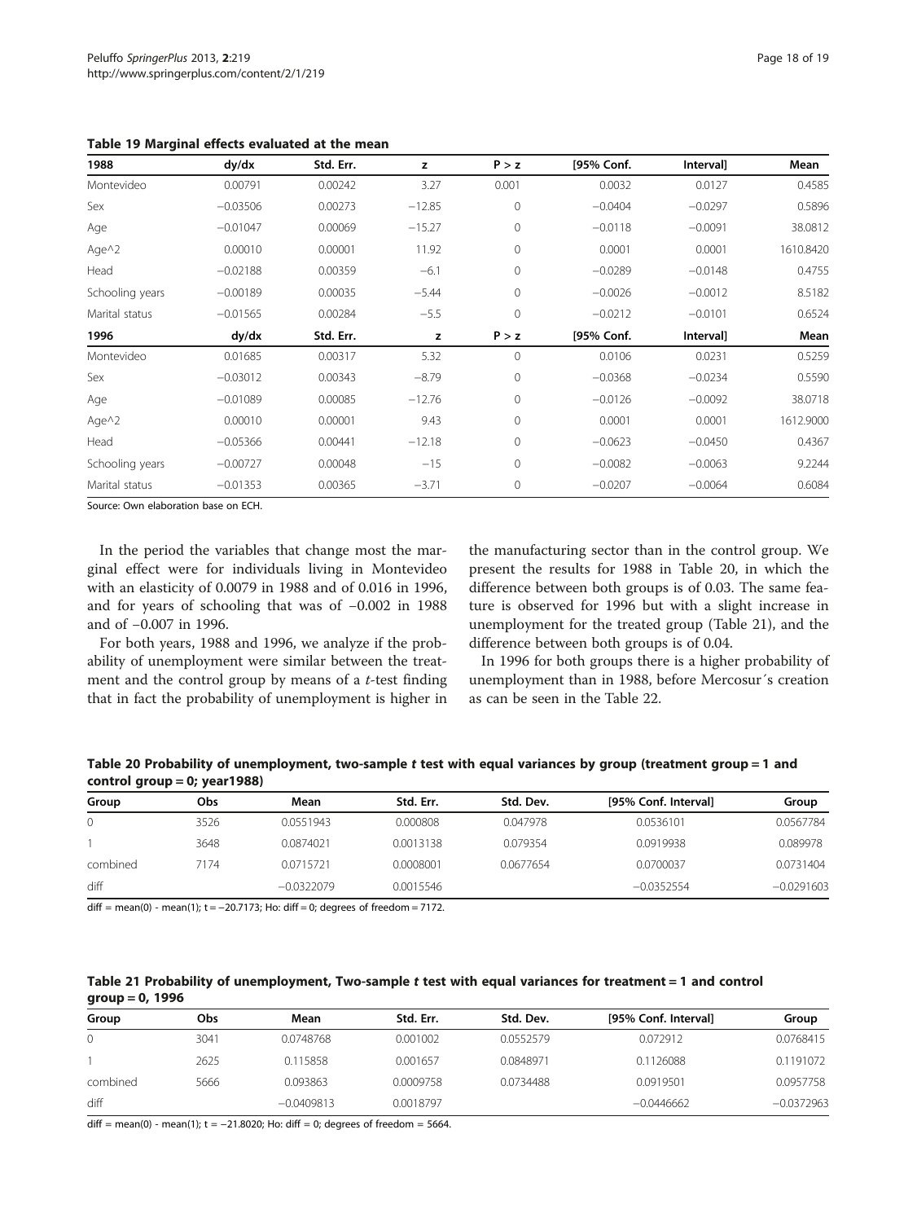**Table 19 Marginal effects evaluated at the mean**

| 1988 | dy/dx | Std. Err. | z | P > z | [95% Conf. | Interval] | Mean |
|---|---|---|---|---|---|---|---|
| Montevideo | 0.00791 | 0.00242 | 3.27 | 0.001 | 0.0032 | 0.0127 | 0.4585 |
| Sex | −0.03506 | 0.00273 | −12.85 | 0 | −0.0404 | −0.0297 | 0.5896 |
| Age | −0.01047 | 0.00069 | −15.27 | 0 | −0.0118 | −0.0091 | 38.0812 |
| Age^2 | 0.00010 | 0.00001 | 11.92 | 0 | 0.0001 | 0.0001 | 1610.8420 |
| Head | −0.02188 | 0.00359 | −6.1 | 0 | −0.0289 | −0.0148 | 0.4755 |
| Schooling years | −0.00189 | 0.00035 | −5.44 | 0 | −0.0026 | −0.0012 | 8.5182 |
| Marital status | −0.01565 | 0.00284 | −5.5 | 0 | −0.0212 | −0.0101 | 0.6524 |
| **1996** | **dy/dx** | **Std. Err.** | **z** | **P > z** | **[95% Conf.** | **Interval]** | **Mean** |
| Montevideo | 0.01685 | 0.00317 | 5.32 | 0 | 0.0106 | 0.0231 | 0.5259 |
| Sex | −0.03012 | 0.00343 | −8.79 | 0 | −0.0368 | −0.0234 | 0.5590 |
| Age | −0.01089 | 0.00085 | −12.76 | 0 | −0.0126 | −0.0092 | 38.0718 |
| Age^2 | 0.00010 | 0.00001 | 9.43 | 0 | 0.0001 | 0.0001 | 1612.9000 |
| Head | −0.05366 | 0.00441 | −12.18 | 0 | −0.0623 | −0.0450 | 0.4367 |
| Schooling years | −0.00727 | 0.00048 | −15 | 0 | −0.0082 | −0.0063 | 9.2244 |
| Marital status | −0.01353 | 0.00365 | −3.71 | 0 | −0.0207 | −0.0064 | 0.6084 |

Source: Own elaboration base on ECH.

In the period the variables that change most the marginal effect were for individuals living in Montevideo with an elasticity of 0.0079 in 1988 and of 0.016 in 1996, and for years of schooling that was of −0.002 in 1988 and of −0.007 in 1996.

For both years, 1988 and 1996, we analyze if the probability of unemployment were similar between the treatment and the control group by means of a *t*-test finding that in fact the probability of unemployment is higher in the manufacturing sector than in the control group. We present the results for 1988 in Table 20, in which the difference between both groups is of 0.03. The same feature is observed for 1996 but with a slight increase in unemployment for the treated group (Table 21), and the difference between both groups is of 0.04.

In 1996 for both groups there is a higher probability of unemployment than in 1988, before Mercosur´s creation as can be seen in the Table 22.

**Table 20 Probability of unemployment, two-sample *t* test with equal variances by group (treatment group = 1 and control group = 0; year1988)**

| Group | Obs | Mean | Std. Err. | Std. Dev. | [95% Conf. Interval] | Group |
|---|---|---|---|---|---|---|
| 0 | 3526 | 0.0551943 | 0.000808 | 0.047978 | 0.0536101 | 0.0567784 |
| 1 | 3648 | 0.0874021 | 0.0013138 | 0.079354 | 0.0919938 | 0.089978 |
| combined | 7174 | 0.0715721 | 0.0008001 | 0.0677654 | 0.0700037 | 0.0731404 |
| diff | | −0.0322079 | 0.0015546 | | −0.0352554 | −0.0291603 |

diff = mean(0) - mean(1); t = −20.7173; Ho: diff = 0; degrees of freedom = 7172.

**Table 21 Probability of unemployment, Two-sample *t* test with equal variances for treatment = 1 and control group = 0, 1996**

| Group | Obs | Mean | Std. Err. | Std. Dev. | [95% Conf. Interval] | Group |
|---|---|---|---|---|---|---|
| 0 | 3041 | 0.0748768 | 0.001002 | 0.0552579 | 0.072912 | 0.0768415 |
| 1 | 2625 | 0.115858 | 0.001657 | 0.0848971 | 0.1126088 | 0.1191072 |
| combined | 5666 | 0.093863 | 0.0009758 | 0.0734488 | 0.0919501 | 0.0957758 |
| diff | | −0.0409813 | 0.0018797 | | −0.0446662 | −0.0372963 |

diff = mean(0) - mean(1); t = −21.8020; Ho: diff = 0; degrees of freedom = 5664.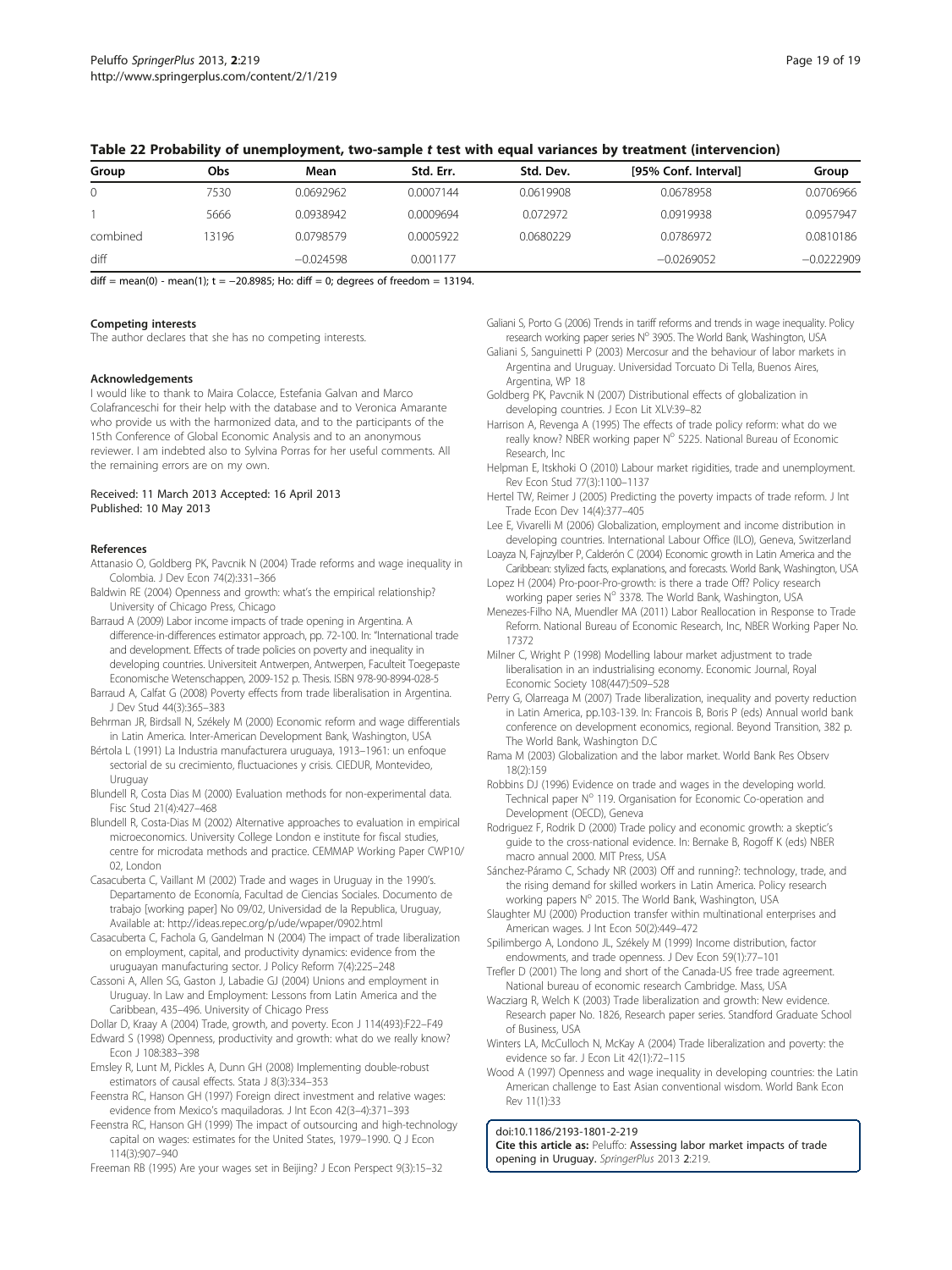**Table 22 Probability of unemployment, two-sample *t* test with equal variances by treatment (intervencion)**

| Group | Obs | Mean | Std. Err. | Std. Dev. | [95% Conf. Interval] | Group |
|---|---|---|---|---|---|---|
| 0 | 7530 | 0.0692962 | 0.0007144 | 0.0619908 | 0.0678958 | 0.0706966 |
| 1 | 5666 | 0.0938942 | 0.0009694 | 0.072972 | 0.0919938 | 0.0957947 |
| combined | 13196 | 0.0798579 | 0.0005922 | 0.0680229 | 0.0786972 | 0.0810186 |
| diff | | −0.024598 | 0.001177 | | −0.0269052 | −0.0222909 |

diff = mean(0) - mean(1); t = −20.8985; Ho: diff = 0; degrees of freedom = 13194.

#### Competing interests
The author declares that she has no competing interests.

#### Acknowledgements
I would like to thank to Maira Colacce, Estefania Galvan and Marco Colafranceschi for their help with the database and to Veronica Amarante who provide us with the harmonized data, and to the participants of the 15th Conference of Global Economic Analysis and to an anonymous reviewer. I am indebted also to Sylvina Porras for her useful comments. All the remaining errors are on my own.

Received: 11 March 2013 Accepted: 16 April 2013
Published: 10 May 2013

#### References
- Attanasio O, Goldberg PK, Pavcnik N (2004) Trade reforms and wage inequality in Colombia. J Dev Econ 74(2):331–366
- Baldwin RE (2004) Openness and growth: what's the empirical relationship? University of Chicago Press, Chicago
- Barraud A (2009) Labor income impacts of trade opening in Argentina. A difference-in-differences estimator approach, pp. 72-100. In: "International trade and development. Effects of trade policies on poverty and inequality in developing countries. Universiteit Antwerpen, Antwerpen, Faculteit Toegepaste Economische Wetenschappen, 2009-152 p. Thesis. ISBN 978-90-8994-028-5
- Barraud A, Calfat G (2008) Poverty effects from trade liberalisation in Argentina. J Dev Stud 44(3):365–383
- Behrman JR, Birdsall N, Székely M (2000) Economic reform and wage differentials in Latin America. Inter-American Development Bank, Washington, USA
- Bértola L (1991) La Industria manufacturera uruguaya, 1913–1961: un enfoque sectorial de su crecimiento, fluctuaciones y crisis. CIEDUR, Montevideo, Uruguay
- Blundell R, Costa Dias M (2000) Evaluation methods for non-experimental data. Fisc Stud 21(4):427–468
- Blundell R, Costa-Dias M (2002) Alternative approaches to evaluation in empirical microeconomics. University College London e institute for fiscal studies, centre for microdata methods and practice. CEMMAP Working Paper CWP10/02, London
- Casacuberta C, Vaillant M (2002) Trade and wages in Uruguay in the 1990's. Departamento de Economía, Facultad de Ciencias Sociales. Documento de trabajo [working paper] No 09/02, Universidad de la Republica, Uruguay, Available at: http://ideas.repec.org/p/ude/wpaper/0902.html
- Casacuberta C, Fachola G, Gandelman N (2004) The impact of trade liberalization on employment, capital, and productivity dynamics: evidence from the uruguayan manufacturing sector. J Policy Reform 7(4):225–248
- Cassoni A, Allen SG, Gaston J, Labadie GJ (2004) Unions and employment in Uruguay. In Law and Employment: Lessons from Latin America and the Caribbean, 435–496. University of Chicago Press
- Dollar D, Kraay A (2004) Trade, growth, and poverty. Econ J 114(493):F22–F49
- Edward S (1998) Openness, productivity and growth: what do we really know? Econ J 108:383–398
- Emsley R, Lunt M, Pickles A, Dunn GH (2008) Implementing double-robust estimators of causal effects. Stata J 8(3):334–353
- Feenstra RC, Hanson GH (1997) Foreign direct investment and relative wages: evidence from Mexico's maquiladoras. J Int Econ 42(3–4):371–393
- Feenstra RC, Hanson GH (1999) The impact of outsourcing and high-technology capital on wages: estimates for the United States, 1979–1990. Q J Econ 114(3):907–940
- Freeman RB (1995) Are your wages set in Beijing? J Econ Perspect 9(3):15–32
- Galiani S, Porto G (2006) Trends in tariff reforms and trends in wage inequality. Policy research working paper series N° 3905. The World Bank, Washington, USA
- Galiani S, Sanguinetti P (2003) Mercosur and the behaviour of labor markets in Argentina and Uruguay. Universidad Torcuato Di Tella, Buenos Aires, Argentina, WP 18
- Goldberg PK, Pavcnik N (2007) Distributional effects of globalization in developing countries. J Econ Lit XLV:39–82
- Harrison A, Revenga A (1995) The effects of trade policy reform: what do we really know? NBER working paper N° 5225. National Bureau of Economic Research, Inc
- Helpman E, Itskhoki O (2010) Labour market rigidities, trade and unemployment. Rev Econ Stud 77(3):1100–1137
- Hertel TW, Reimer J (2005) Predicting the poverty impacts of trade reform. J Int Trade Econ Dev 14(4):377–405
- Lee E, Vivarelli M (2006) Globalization, employment and income distribution in developing countries. International Labour Office (ILO), Geneva, Switzerland
- Loayza N, Fajnzylber P, Calderón C (2004) Economic growth in Latin America and the Caribbean: stylized facts, explanations, and forecasts. World Bank, Washington, USA
- Lopez H (2004) Pro-poor-Pro-growth: is there a trade Off? Policy research working paper series N° 3378. The World Bank, Washington, USA
- Menezes-Filho NA, Muendler MA (2011) Labor Reallocation in Response to Trade Reform. National Bureau of Economic Research, Inc, NBER Working Paper No. 17372
- Milner C, Wright P (1998) Modelling labour market adjustment to trade liberalisation in an industrialising economy. Economic Journal, Royal Economic Society 108(447):509–528
- Perry G, Olarreaga M (2007) Trade liberalization, inequality and poverty reduction in Latin America, pp.103-139. In: Francois B, Boris P (eds) Annual world bank conference on development economics, regional. Beyond Transition, 382 p. The World Bank, Washington D.C
- Rama M (2003) Globalization and the labor market. World Bank Res Observ 18(2):159
- Robbins DJ (1996) Evidence on trade and wages in the developing world. Technical paper N° 119. Organisation for Economic Co-operation and Development (OECD), Geneva
- Rodriguez F, Rodrik D (2000) Trade policy and economic growth: a skeptic's guide to the cross-national evidence. In: Bernake B, Rogoff K (eds) NBER macro annual 2000. MIT Press, USA
- Sánchez-Páramo C, Schady NR (2003) Off and running?: technology, trade, and the rising demand for skilled workers in Latin America. Policy research working papers N° 2015. The World Bank, Washington, USA
- Slaughter MJ (2000) Production transfer within multinational enterprises and American wages. J Int Econ 50(2):449–472
- Spilimbergo A, Londono JL, Székely M (1999) Income distribution, factor endowments, and trade openness. J Dev Econ 59(1):77–101
- Trefler D (2001) The long and short of the Canada-US free trade agreement. National bureau of economic research Cambridge. Mass, USA
- Wacziarg R, Welch K (2003) Trade liberalization and growth: New evidence. Research paper No. 1826, Research paper series. Standford Graduate School of Business, USA
- Winters LA, McCulloch N, McKay A (2004) Trade liberalization and poverty: the evidence so far. J Econ Lit 42(1):72–115
- Wood A (1997) Openness and wage inequality in developing countries: the Latin American challenge to East Asian conventional wisdom. World Bank Econ Rev 11(1):33

doi:10.1186/2193-1801-2-219
**Cite this article as:** Peluffo: Assessing labor market impacts of trade opening in Uruguay. *SpringerPlus* 2013 **2**:219.